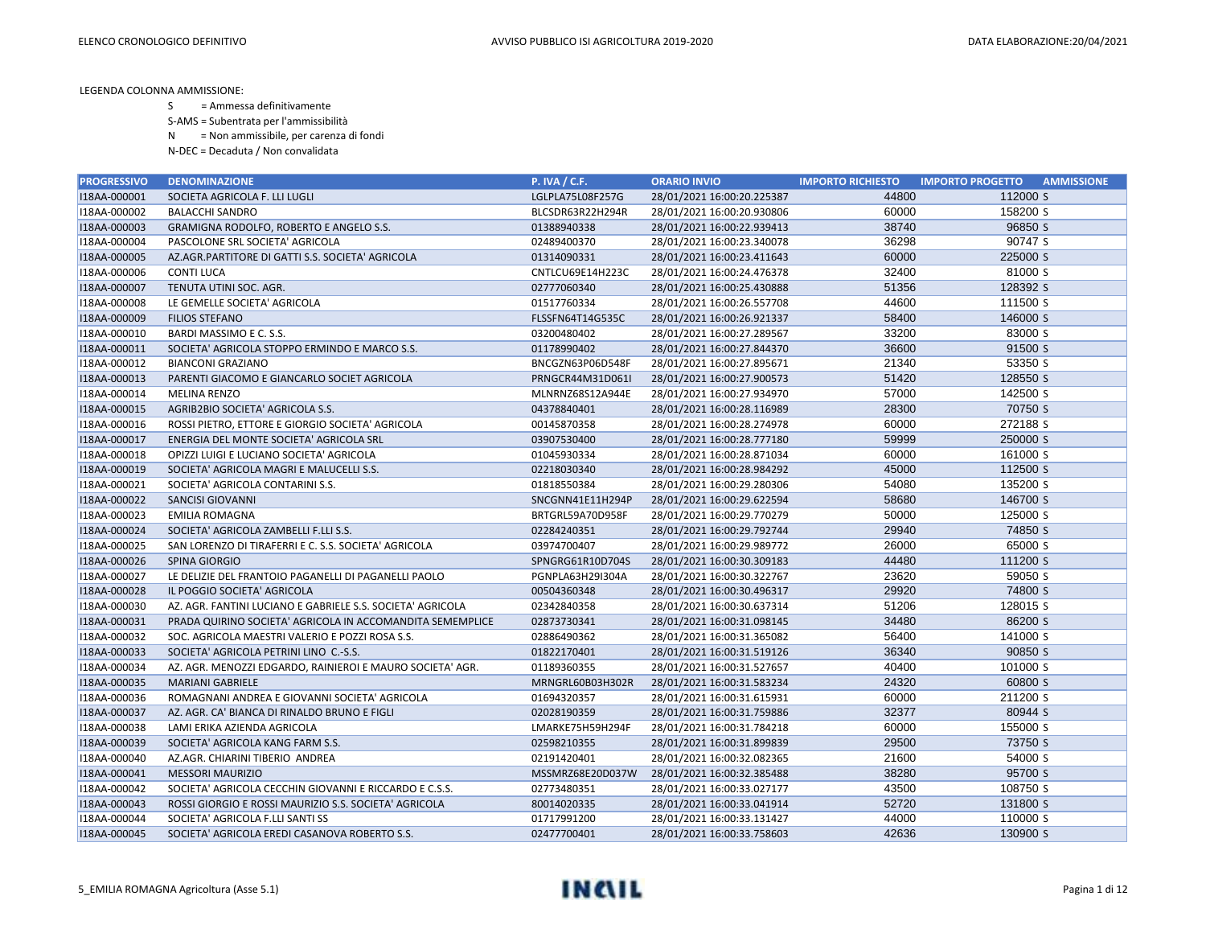LEGENDA COLONNA AMMISSIONE:

S = Ammessa definitivamente

S-AMS = Subentrata per l'ammissibilità

N = Non ammissibile, per carenza di fondi

N-DEC = Decaduta / Non convalidata

| PROGRESSIVO | DENOMINAZIONE | P. IVA / C.F. | ORARIO INVIO | IMPORTO RICHIESTO | IMPORTO PROGETTO | AMMISSIONE |
|---|---|---|---|---|---|---|
| I18AA-000001 | SOCIETA AGRICOLA F. LLI LUGLI | LGLPLA75L08F257G | 28/01/2021 16:00:20.225387 | 44800 | 112000 | S |
| I18AA-000002 | BALACCHI SANDRO | BLCSDR63R22H294R | 28/01/2021 16:00:20.930806 | 60000 | 158200 | S |
| I18AA-000003 | GRAMIGNA RODOLFO, ROBERTO E ANGELO S.S. | 01388940338 | 28/01/2021 16:00:22.939413 | 38740 | 96850 | S |
| I18AA-000004 | PASCOLONE SRL SOCIETA' AGRICOLA | 02489400370 | 28/01/2021 16:00:23.340078 | 36298 | 90747 | S |
| I18AA-000005 | AZ.AGR.PARTITORE DI GATTI S.S. SOCIETA' AGRICOLA | 01314090331 | 28/01/2021 16:00:23.411643 | 60000 | 225000 | S |
| I18AA-000006 | CONTI LUCA | CNTLCU69E14H223C | 28/01/2021 16:00:24.476378 | 32400 | 81000 | S |
| I18AA-000007 | TENUTA UTINI SOC. AGR. | 02777060340 | 28/01/2021 16:00:25.430888 | 51356 | 128392 | S |
| I18AA-000008 | LE GEMELLE SOCIETA' AGRICOLA | 01517760334 | 28/01/2021 16:00:26.557708 | 44600 | 111500 | S |
| I18AA-000009 | FILIOS STEFANO | FLSSFN64T14G535C | 28/01/2021 16:00:26.921337 | 58400 | 146000 | S |
| I18AA-000010 | BARDI MASSIMO E C. S.S. | 03200480402 | 28/01/2021 16:00:27.289567 | 33200 | 83000 | S |
| I18AA-000011 | SOCIETA' AGRICOLA STOPPO ERMINDO E MARCO S.S. | 01178990402 | 28/01/2021 16:00:27.844370 | 36600 | 91500 | S |
| I18AA-000012 | BIANCONI GRAZIANO | BNCGZN63P06D548F | 28/01/2021 16:00:27.895671 | 21340 | 53350 | S |
| I18AA-000013 | PARENTI GIACOMO E GIANCARLO SOCIET AGRICOLA | PRNGCR44M31D061I | 28/01/2021 16:00:27.900573 | 51420 | 128550 | S |
| I18AA-000014 | MELINA RENZO | MLNRNZ68S12A944E | 28/01/2021 16:00:27.934970 | 57000 | 142500 | S |
| I18AA-000015 | AGRIB2BIO SOCIETA' AGRICOLA S.S. | 04378840401 | 28/01/2021 16:00:28.116989 | 28300 | 70750 | S |
| I18AA-000016 | ROSSI PIETRO, ETTORE E GIORGIO SOCIETA' AGRICOLA | 00145870358 | 28/01/2021 16:00:28.274978 | 60000 | 272188 | S |
| I18AA-000017 | ENERGIA DEL MONTE SOCIETA' AGRICOLA SRL | 03907530400 | 28/01/2021 16:00:28.777180 | 59999 | 250000 | S |
| I18AA-000018 | OPIZZI LUIGI E LUCIANO SOCIETA' AGRICOLA | 01045930334 | 28/01/2021 16:00:28.871034 | 60000 | 161000 | S |
| I18AA-000019 | SOCIETA' AGRICOLA MAGRI E MALUCELLI S.S. | 02218030340 | 28/01/2021 16:00:28.984292 | 45000 | 112500 | S |
| I18AA-000021 | SOCIETA' AGRICOLA CONTARINI S.S. | 01818550384 | 28/01/2021 16:00:29.280306 | 54080 | 135200 | S |
| I18AA-000022 | SANCISI GIOVANNI | SNCGNN41E11H294P | 28/01/2021 16:00:29.622594 | 58680 | 146700 | S |
| I18AA-000023 | EMILIA ROMAGNA | BRTGRL59A70D958F | 28/01/2021 16:00:29.770279 | 50000 | 125000 | S |
| I18AA-000024 | SOCIETA' AGRICOLA ZAMBELLI F.LLI S.S. | 02284240351 | 28/01/2021 16:00:29.792744 | 29940 | 74850 | S |
| I18AA-000025 | SAN LORENZO DI TIRAFERRI E C. S.S. SOCIETA' AGRICOLA | 03974700407 | 28/01/2021 16:00:29.989772 | 26000 | 65000 | S |
| I18AA-000026 | SPINA GIORGIO | SPNGRG61R10D704S | 28/01/2021 16:00:30.309183 | 44480 | 111200 | S |
| I18AA-000027 | LE DELIZIE DEL FRANTOIO PAGANELLI DI PAGANELLI PAOLO | PGNPLA63H29I304A | 28/01/2021 16:00:30.322767 | 23620 | 59050 | S |
| I18AA-000028 | IL POGGIO SOCIETA' AGRICOLA | 00504360348 | 28/01/2021 16:00:30.496317 | 29920 | 74800 | S |
| I18AA-000030 | AZ. AGR. FANTINI LUCIANO E GABRIELE S.S. SOCIETA' AGRICOLA | 02342840358 | 28/01/2021 16:00:30.637314 | 51206 | 128015 | S |
| I18AA-000031 | PRADA QUIRINO SOCIETA' AGRICOLA IN ACCOMANDITA SEMEMPLICE | 02873730341 | 28/01/2021 16:00:31.098145 | 34480 | 86200 | S |
| I18AA-000032 | SOC. AGRICOLA MAESTRI VALERIO E POZZI ROSA S.S. | 02886490362 | 28/01/2021 16:00:31.365082 | 56400 | 141000 | S |
| I18AA-000033 | SOCIETA' AGRICOLA PETRINI LINO C.-S.S. | 01822170401 | 28/01/2021 16:00:31.519126 | 36340 | 90850 | S |
| I18AA-000034 | AZ. AGR. MENOZZI EDGARDO, RAINIEROI E MAURO SOCIETA' AGR. | 01189360355 | 28/01/2021 16:00:31.527657 | 40400 | 101000 | S |
| I18AA-000035 | MARIANI GABRIELE | MRNGRL60B03H302R | 28/01/2021 16:00:31.583234 | 24320 | 60800 | S |
| I18AA-000036 | ROMAGNANI ANDREA E GIOVANNI SOCIETA' AGRICOLA | 01694320357 | 28/01/2021 16:00:31.615931 | 60000 | 211200 | S |
| I18AA-000037 | AZ. AGR. CA' BIANCA DI RINALDO BRUNO E FIGLI | 02028190359 | 28/01/2021 16:00:31.759886 | 32377 | 80944 | S |
| I18AA-000038 | LAMI ERIKA AZIENDA AGRICOLA | LMARKE75H59H294F | 28/01/2021 16:00:31.784218 | 60000 | 155000 | S |
| I18AA-000039 | SOCIETA' AGRICOLA KANG FARM S.S. | 02598210355 | 28/01/2021 16:00:31.899839 | 29500 | 73750 | S |
| I18AA-000040 | AZ.AGR. CHIARINI TIBERIO ANDREA | 02191420401 | 28/01/2021 16:00:32.082365 | 21600 | 54000 | S |
| I18AA-000041 | MESSORI MAURIZIO | MSSMRZ68E20D037W | 28/01/2021 16:00:32.385488 | 38280 | 95700 | S |
| I18AA-000042 | SOCIETA' AGRICOLA CECCHIN GIOVANNI E RICCARDO E C.S.S. | 02773480351 | 28/01/2021 16:00:33.027177 | 43500 | 108750 | S |
| I18AA-000043 | ROSSI GIORGIO E ROSSI MAURIZIO S.S. SOCIETA' AGRICOLA | 80014020335 | 28/01/2021 16:00:33.041914 | 52720 | 131800 | S |
| I18AA-000044 | SOCIETA' AGRICOLA F.LLI SANTI SS | 01717991200 | 28/01/2021 16:00:33.131427 | 44000 | 110000 | S |
| I18AA-000045 | SOCIETA' AGRICOLA EREDI CASANOVA ROBERTO S.S. | 02477700401 | 28/01/2021 16:00:33.758603 | 42636 | 130900 | S |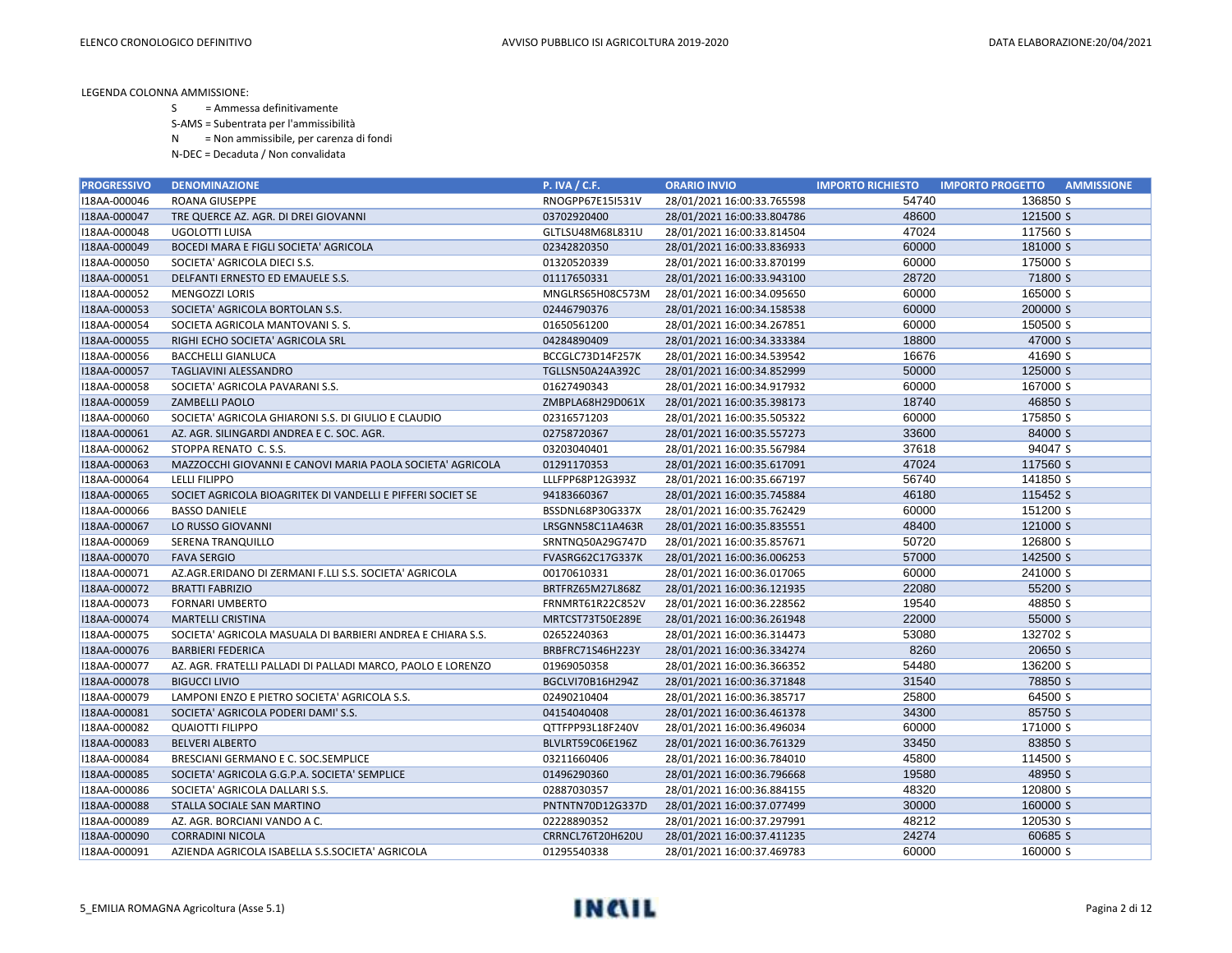LEGENDA COLONNA AMMISSIONE:

S = Ammessa definitivamente

S-AMS = Subentrata per l'ammissibilità

N = Non ammissibile, per carenza di fondi

N-DEC = Decaduta / Non convalidata

| PROGRESSIVO | DENOMINAZIONE | P. IVA / C.F. | ORARIO INVIO | IMPORTO RICHIESTO | IMPORTO PROGETTO | AMMISSIONE |
|---|---|---|---|---|---|---|
| I18AA-000046 | ROANA GIUSEPPE | RNOGPP67E15I531V | 28/01/2021 16:00:33.765598 | 54740 | 136850 | S |
| I18AA-000047 | TRE QUERCE AZ. AGR. DI DREI GIOVANNI | 03702920400 | 28/01/2021 16:00:33.804786 | 48600 | 121500 | S |
| I18AA-000048 | UGOLOTTI LUISA | GLTLSU48M68L831U | 28/01/2021 16:00:33.814504 | 47024 | 117560 | S |
| I18AA-000049 | BOCEDI MARA E FIGLI SOCIETA' AGRICOLA | 02342820350 | 28/01/2021 16:00:33.836933 | 60000 | 181000 | S |
| I18AA-000050 | SOCIETA' AGRICOLA DIECI S.S. | 01320520339 | 28/01/2021 16:00:33.870199 | 60000 | 175000 | S |
| I18AA-000051 | DELFANTI ERNESTO ED EMAUELE S.S. | 01117650331 | 28/01/2021 16:00:33.943100 | 28720 | 71800 | S |
| I18AA-000052 | MENGOZZI LORIS | MNGLRS65H08C573M | 28/01/2021 16:00:34.095650 | 60000 | 165000 | S |
| I18AA-000053 | SOCIETA' AGRICOLA BORTOLAN S.S. | 02446790376 | 28/01/2021 16:00:34.158538 | 60000 | 200000 | S |
| I18AA-000054 | SOCIETA AGRICOLA MANTOVANI S. S. | 01650561200 | 28/01/2021 16:00:34.267851 | 60000 | 150500 | S |
| I18AA-000055 | RIGHI ECHO SOCIETA' AGRICOLA SRL | 04284890409 | 28/01/2021 16:00:34.333384 | 18800 | 47000 | S |
| I18AA-000056 | BACCHELLI GIANLUCA | BCCGLC73D14F257K | 28/01/2021 16:00:34.539542 | 16676 | 41690 | S |
| I18AA-000057 | TAGLIAVINI ALESSANDRO | TGLLSN50A24A392C | 28/01/2021 16:00:34.852999 | 50000 | 125000 | S |
| I18AA-000058 | SOCIETA' AGRICOLA PAVARANI S.S. | 01627490343 | 28/01/2021 16:00:34.917932 | 60000 | 167000 | S |
| I18AA-000059 | ZAMBELLI PAOLO | ZMBPLA68H29D061X | 28/01/2021 16:00:35.398173 | 18740 | 46850 | S |
| I18AA-000060 | SOCIETA' AGRICOLA GHIARONI S.S. DI GIULIO E CLAUDIO | 02316571203 | 28/01/2021 16:00:35.505322 | 60000 | 175850 | S |
| I18AA-000061 | AZ. AGR. SILINGARDI ANDREA E C. SOC. AGR. | 02758720367 | 28/01/2021 16:00:35.557273 | 33600 | 84000 | S |
| I18AA-000062 | STOPPA RENATO C. S.S. | 03203040401 | 28/01/2021 16:00:35.567984 | 37618 | 94047 | S |
| I18AA-000063 | MAZZOCCHI GIOVANNI E CANOVI MARIA PAOLA SOCIETA' AGRICOLA | 01291170353 | 28/01/2021 16:00:35.617091 | 47024 | 117560 | S |
| I18AA-000064 | LELLI FILIPPO | LLLFPP68P12G393Z | 28/01/2021 16:00:35.667197 | 56740 | 141850 | S |
| I18AA-000065 | SOCIET AGRICOLA BIOAGRITEK DI VANDELLI E PIFFERI SOCIET SE | 94183660367 | 28/01/2021 16:00:35.745884 | 46180 | 115452 | S |
| I18AA-000066 | BASSO DANIELE | BSSDNL68P30G337X | 28/01/2021 16:00:35.762429 | 60000 | 151200 | S |
| I18AA-000067 | LO RUSSO GIOVANNI | LRSGNN58C11A463R | 28/01/2021 16:00:35.835551 | 48400 | 121000 | S |
| I18AA-000069 | SERENA TRANQUILLO | SRNTNQ50A29G747D | 28/01/2021 16:00:35.857671 | 50720 | 126800 | S |
| I18AA-000070 | FAVA SERGIO | FVASRG62C17G337K | 28/01/2021 16:00:36.006253 | 57000 | 142500 | S |
| I18AA-000071 | AZ.AGR.ERIDANO DI ZERMANI F.LLI S.S. SOCIETA' AGRICOLA | 00170610331 | 28/01/2021 16:00:36.017065 | 60000 | 241000 | S |
| I18AA-000072 | BRATTI FABRIZIO | BRTFRZ65M27L868Z | 28/01/2021 16:00:36.121935 | 22080 | 55200 | S |
| I18AA-000073 | FORNARI UMBERTO | FRNMRT61R22C852V | 28/01/2021 16:00:36.228562 | 19540 | 48850 | S |
| I18AA-000074 | MARTELLI CRISTINA | MRTCST73T50E289E | 28/01/2021 16:00:36.261948 | 22000 | 55000 | S |
| I18AA-000075 | SOCIETA' AGRICOLA MASUALA DI BARBIERI ANDREA E CHIARA S.S. | 02652240363 | 28/01/2021 16:00:36.314473 | 53080 | 132702 | S |
| I18AA-000076 | BARBIERI FEDERICA | BRBFRC71S46H223Y | 28/01/2021 16:00:36.334274 | 8260 | 20650 | S |
| I18AA-000077 | AZ. AGR. FRATELLI PALLADI DI PALLADI MARCO, PAOLO E LORENZO | 01969050358 | 28/01/2021 16:00:36.366352 | 54480 | 136200 | S |
| I18AA-000078 | BIGUCCI LIVIO | BGCLVI70B16H294Z | 28/01/2021 16:00:36.371848 | 31540 | 78850 | S |
| I18AA-000079 | LAMPONI ENZO E PIETRO SOCIETA' AGRICOLA S.S. | 02490210404 | 28/01/2021 16:00:36.385717 | 25800 | 64500 | S |
| I18AA-000081 | SOCIETA' AGRICOLA PODERI DAMI' S.S. | 04154040408 | 28/01/2021 16:00:36.461378 | 34300 | 85750 | S |
| I18AA-000082 | QUAIOTTI FILIPPO | QTTFPP93L18F240V | 28/01/2021 16:00:36.496034 | 60000 | 171000 | S |
| I18AA-000083 | BELVERI ALBERTO | BLVLRT59C06E196Z | 28/01/2021 16:00:36.761329 | 33450 | 83850 | S |
| I18AA-000084 | BRESCIANI GERMANO E C. SOC.SEMPLICE | 03211660406 | 28/01/2021 16:00:36.784010 | 45800 | 114500 | S |
| I18AA-000085 | SOCIETA' AGRICOLA G.G.P.A. SOCIETA' SEMPLICE | 01496290360 | 28/01/2021 16:00:36.796668 | 19580 | 48950 | S |
| I18AA-000086 | SOCIETA' AGRICOLA DALLARI S.S. | 02887030357 | 28/01/2021 16:00:36.884155 | 48320 | 120800 | S |
| I18AA-000088 | STALLA SOCIALE SAN MARTINO | PNTNTN70D12G337D | 28/01/2021 16:00:37.077499 | 30000 | 160000 | S |
| I18AA-000089 | AZ. AGR. BORCIANI VANDO A C. | 02228890352 | 28/01/2021 16:00:37.297991 | 48212 | 120530 | S |
| I18AA-000090 | CORRADINI NICOLA | CRRNCL76T20H620U | 28/01/2021 16:00:37.411235 | 24274 | 60685 | S |
| I18AA-000091 | AZIENDA AGRICOLA ISABELLA S.S.SOCIETA' AGRICOLA | 01295540338 | 28/01/2021 16:00:37.469783 | 60000 | 160000 | S |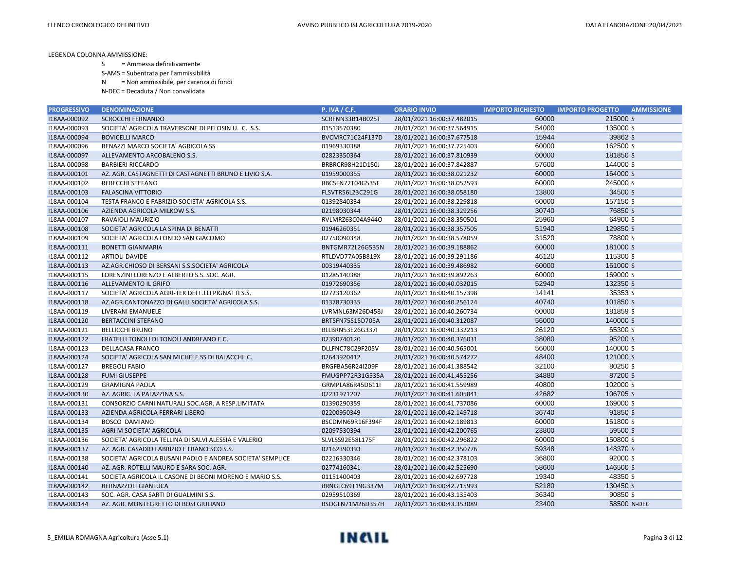LEGENDA COLONNA AMMISSIONE:

S = Ammessa definitivamente

S-AMS = Subentrata per l'ammissibilità

N = Non ammissibile, per carenza di fondi

N-DEC = Decaduta / Non convalidata

| PROGRESSIVO | DENOMINAZIONE | P. IVA / C.F. | ORARIO INVIO | IMPORTO RICHIESTO | IMPORTO PROGETTO | AMMISSIONE |
|---|---|---|---|---|---|---|
| I18AA-000092 | SCROCCHI FERNANDO | SCRFNN33B14B025T | 28/01/2021 16:00:37.482015 | 60000 | 215000 | S |
| I18AA-000093 | SOCIETA' AGRICOLA TRAVERSONE DI PELOSIN U. C. S.S. | 01513570380 | 28/01/2021 16:00:37.564915 | 54000 | 135000 | S |
| I18AA-000094 | BOVICELLI MARCO | BVCMRC71C24F137D | 28/01/2021 16:00:37.677518 | 15944 | 39862 | S |
| I18AA-000096 | BENAZZI MARCO SOCIETA' AGRICOLA SS | 01969330388 | 28/01/2021 16:00:37.725403 | 60000 | 162500 | S |
| I18AA-000097 | ALLEVAMENTO ARCOBALENO S.S. | 02823350364 | 28/01/2021 16:00:37.810939 | 60000 | 181850 | S |
| I18AA-000098 | BARBIERI RICCARDO | BRBRCR98H21D150J | 28/01/2021 16:00:37.842887 | 57600 | 144000 | S |
| I18AA-000101 | AZ. AGR. CASTAGNETTI DI CASTAGNETTI BRUNO E LIVIO S.A. | 01959000355 | 28/01/2021 16:00:38.021232 | 60000 | 164000 | S |
| I18AA-000102 | REBECCHI STEFANO | RBCSFN72T04G535F | 28/01/2021 16:00:38.052593 | 60000 | 245000 | S |
| I18AA-000103 | FALASCINA VITTORIO | FLSVTR56L23C291G | 28/01/2021 16:00:38.058180 | 13800 | 34500 | S |
| I18AA-000104 | TESTA FRANCO E FABRIZIO SOCIETA' AGRICOLA S.S. | 01392840334 | 28/01/2021 16:00:38.229818 | 60000 | 157150 | S |
| I18AA-000106 | AZIENDA AGRICOLA MILKOW S.S. | 02198030344 | 28/01/2021 16:00:38.329256 | 30740 | 76850 | S |
| I18AA-000107 | RAVAIOLI MAURIZIO | RVLMRZ63C04A944O | 28/01/2021 16:00:38.350501 | 25960 | 64900 | S |
| I18AA-000108 | SOCIETA' AGRICOLA LA SPINA DI BENATTI | 01946260351 | 28/01/2021 16:00:38.357505 | 51940 | 129850 | S |
| I18AA-000109 | SOCIETA' AGRICOLA FONDO SAN GIACOMO | 02750090348 | 28/01/2021 16:00:38.578059 | 31520 | 78800 | S |
| I18AA-000111 | BONETTI GIANMARIA | BNTGMR72L26G535N | 28/01/2021 16:00:39.188862 | 60000 | 181000 | S |
| I18AA-000112 | ARTIOLI DAVIDE | RTLDVD77A05B819X | 28/01/2021 16:00:39.291186 | 46120 | 115300 | S |
| I18AA-000113 | AZ.AGR.CHIOSO DI BERSANI S.S.SOCIETA' AGRICOLA | 00319440335 | 28/01/2021 16:00:39.486982 | 60000 | 161000 | S |
| I18AA-000115 | LORENZINI LORENZO E ALBERTO S.S. SOC. AGR. | 01285140388 | 28/01/2021 16:00:39.892263 | 60000 | 169000 | S |
| I18AA-000116 | ALLEVAMENTO IL GRIFO | 01972690356 | 28/01/2021 16:00:40.032015 | 52940 | 132350 | S |
| I18AA-000117 | SOCIETA' AGRICOLA AGRI-TEK DEI F.LLI PIGNATTI S.S. | 02723120362 | 28/01/2021 16:00:40.157398 | 14141 | 35353 | S |
| I18AA-000118 | AZ.AGR.CANTONAZZO DI GALLI SOCIETA' AGRICOLA S.S. | 01378730335 | 28/01/2021 16:00:40.256124 | 40740 | 101850 | S |
| I18AA-000119 | LIVERANI EMANUELE | LVRMNL63M26D458J | 28/01/2021 16:00:40.260734 | 60000 | 181859 | S |
| I18AA-000120 | BERTACCINI STEFANO | BRTSFN75S15D705A | 28/01/2021 16:00:40.312087 | 56000 | 140000 | S |
| I18AA-000121 | BELLICCHI BRUNO | BLLBRN53E26G337I | 28/01/2021 16:00:40.332213 | 26120 | 65300 | S |
| I18AA-000122 | FRATELLI TONOLI DI TONOLI ANDREANO E C. | 02390740120 | 28/01/2021 16:00:40.376031 | 38080 | 95200 | S |
| I18AA-000123 | DELLACASA FRANCO | DLLFNC78C29F205V | 28/01/2021 16:00:40.565001 | 56000 | 140000 | S |
| I18AA-000124 | SOCIETA' AGRICOLA SAN MICHELE SS DI BALACCHI C. | 02643920412 | 28/01/2021 16:00:40.574272 | 48400 | 121000 | S |
| I18AA-000127 | BREGOLI FABIO | BRGFBA56R24I209F | 28/01/2021 16:00:41.388542 | 32100 | 80250 | S |
| I18AA-000128 | FUMI GIUSEPPE | FMUGPP72R31G535A | 28/01/2021 16:00:41.455256 | 34880 | 87200 | S |
| I18AA-000129 | GRAMIGNA PAOLA | GRMPLA86R45D611I | 28/01/2021 16:00:41.559989 | 40800 | 102000 | S |
| I18AA-000130 | AZ. AGRIC. LA PALAZZINA S.S. | 02231971207 | 28/01/2021 16:00:41.605841 | 42682 | 106705 | S |
| I18AA-000131 | CONSORZIO CARNI NATURALI SOC.AGR. A RESP.LIMITATA | 01390290359 | 28/01/2021 16:00:41.737086 | 60000 | 169000 | S |
| I18AA-000133 | AZIENDA AGRICOLA FERRARI LIBERO | 02200950349 | 28/01/2021 16:00:42.149718 | 36740 | 91850 | S |
| I18AA-000134 | BOSCO DAMIANO | BSCDMN69R16F394F | 28/01/2021 16:00:42.189813 | 60000 | 161800 | S |
| I18AA-000135 | AGRI M SOCIETA' AGRICOLA | 02097530394 | 28/01/2021 16:00:42.200765 | 23800 | 59500 | S |
| I18AA-000136 | SOCIETA' AGRICOLA TELLINA DI SALVI ALESSIA E VALERIO | SLVLSS92E58L175F | 28/01/2021 16:00:42.296822 | 60000 | 150800 | S |
| I18AA-000137 | AZ. AGR. CASADIO FABRIZIO E FRANCESCO S.S. | 02162390393 | 28/01/2021 16:00:42.350776 | 59348 | 148370 | S |
| I18AA-000138 | SOCIETA' AGRICOLA BUSANI PAOLO E ANDREA SOCIETA' SEMPLICE | 02216330346 | 28/01/2021 16:00:42.378103 | 36800 | 92000 | S |
| I18AA-000140 | AZ. AGR. ROTELLI MAURO E SARA SOC. AGR. | 02774160341 | 28/01/2021 16:00:42.525690 | 58600 | 146500 | S |
| I18AA-000141 | SOCIETA AGRICOLA IL CASONE DI BEONI MORENO E MARIO S.S. | 01151400403 | 28/01/2021 16:00:42.697728 | 19340 | 48350 | S |
| I18AA-000142 | BERNAZZOLI GIANLUCA | BRNGLC69T19G337M | 28/01/2021 16:00:42.715993 | 52180 | 130450 | S |
| I18AA-000143 | SOC. AGR. CASA SARTI DI GUALMINI S.S. | 02959510369 | 28/01/2021 16:00:43.135403 | 36340 | 90850 | S |
| I18AA-000144 | AZ. AGR. MONTEGRETTO DI BOSI GIULIANO | BSOGLN71M26D357H | 28/01/2021 16:00:43.353089 | 23400 | 58500 | N-DEC |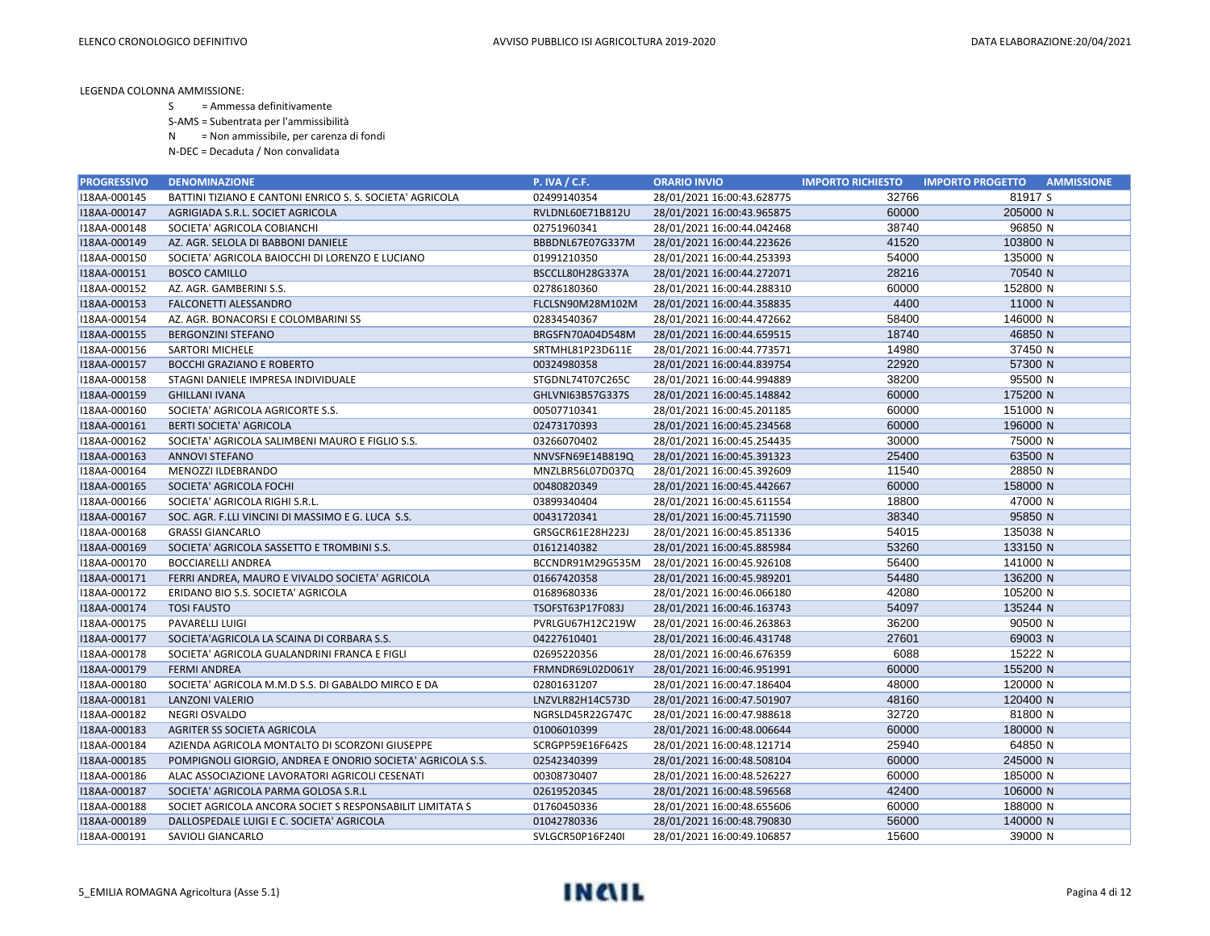LEGENDA COLONNA AMMISSIONE:

S = Ammessa definitivamente

S-AMS = Subentrata per l'ammissibilità

N = Non ammissibile, per carenza di fondi

N-DEC = Decaduta / Non convalidata

| PROGRESSIVO | DENOMINAZIONE | P. IVA / C.F. | ORARIO INVIO | IMPORTO RICHIESTO | IMPORTO PROGETTO | AMMISSIONE |
|---|---|---|---|---|---|---|
| I18AA-000145 | BATTINI TIZIANO E CANTONI ENRICO S. S. SOCIETA' AGRICOLA | 02499140354 | 28/01/2021 16:00:43.628775 | 32766 | 81917 | S |
| I18AA-000147 | AGRIGIADA S.R.L. SOCIET AGRICOLA | RVLDNL60E71B812U | 28/01/2021 16:00:43.965875 | 60000 | 205000 | N |
| I18AA-000148 | SOCIETA' AGRICOLA COBIANCHI | 02751960341 | 28/01/2021 16:00:44.042468 | 38740 | 96850 | N |
| I18AA-000149 | AZ. AGR. SELOLA DI BABBONI DANIELE | BBBDNL67E07G337M | 28/01/2021 16:00:44.223626 | 41520 | 103800 | N |
| I18AA-000150 | SOCIETA' AGRICOLA BAIOCCHI DI LORENZO E LUCIANO | 01991210350 | 28/01/2021 16:00:44.253393 | 54000 | 135000 | N |
| I18AA-000151 | BOSCO CAMILLO | BSCCLL80H28G337A | 28/01/2021 16:00:44.272071 | 28216 | 70540 | N |
| I18AA-000152 | AZ. AGR. GAMBERINI S.S. | 02786180360 | 28/01/2021 16:00:44.288310 | 60000 | 152800 | N |
| I18AA-000153 | FALCONETTI ALESSANDRO | FLCLSN90M28M102M | 28/01/2021 16:00:44.358835 | 4400 | 11000 | N |
| I18AA-000154 | AZ. AGR. BONACORSI E COLOMBARINI SS | 02834540367 | 28/01/2021 16:00:44.472662 | 58400 | 146000 | N |
| I18AA-000155 | BERGONZINI STEFANO | BRGSFN70A04D548M | 28/01/2021 16:00:44.659515 | 18740 | 46850 | N |
| I18AA-000156 | SARTORI MICHELE | SRTMHL81P23D611E | 28/01/2021 16:00:44.773571 | 14980 | 37450 | N |
| I18AA-000157 | BOCCHI GRAZIANO E ROBERTO | 00324980358 | 28/01/2021 16:00:44.839754 | 22920 | 57300 | N |
| I18AA-000158 | STAGNI DANIELE IMPRESA INDIVIDUALE | STGDNL74T07C265C | 28/01/2021 16:00:44.994889 | 38200 | 95500 | N |
| I18AA-000159 | GHILLANI IVANA | GHLVNI63B57G337S | 28/01/2021 16:00:45.148842 | 60000 | 175200 | N |
| I18AA-000160 | SOCIETA' AGRICOLA AGRICORTE S.S. | 00507710341 | 28/01/2021 16:00:45.201185 | 60000 | 151000 | N |
| I18AA-000161 | BERTI SOCIETA' AGRICOLA | 02473170393 | 28/01/2021 16:00:45.234568 | 60000 | 196000 | N |
| I18AA-000162 | SOCIETA' AGRICOLA SALIMBENI MAURO E FIGLIO S.S. | 03266070402 | 28/01/2021 16:00:45.254435 | 30000 | 75000 | N |
| I18AA-000163 | ANNOVI STEFANO | NNVSFN69E14B819Q | 28/01/2021 16:00:45.391323 | 25400 | 63500 | N |
| I18AA-000164 | MENOZZI ILDEBRANDO | MNZLBR56L07D037Q | 28/01/2021 16:00:45.392609 | 11540 | 28850 | N |
| I18AA-000165 | SOCIETA' AGRICOLA FOCHI | 00480820349 | 28/01/2021 16:00:45.442667 | 60000 | 158000 | N |
| I18AA-000166 | SOCIETA' AGRICOLA RIGHI S.R.L. | 03899340404 | 28/01/2021 16:00:45.611554 | 18800 | 47000 | N |
| I18AA-000167 | SOC. AGR. F.LLI VINCINI DI MASSIMO E G. LUCA S.S. | 00431720341 | 28/01/2021 16:00:45.711590 | 38340 | 95850 | N |
| I18AA-000168 | GRASSI GIANCARLO | GRSGCR61E28H223J | 28/01/2021 16:00:45.851336 | 54015 | 135038 | N |
| I18AA-000169 | SOCIETA' AGRICOLA SASSETTO E TROMBINI S.S. | 01612140382 | 28/01/2021 16:00:45.885984 | 53260 | 133150 | N |
| I18AA-000170 | BOCCIARELLI ANDREA | BCCNDR91M29G535M | 28/01/2021 16:00:45.926108 | 56400 | 141000 | N |
| I18AA-000171 | FERRI ANDREA, MAURO E VIVALDO SOCIETA' AGRICOLA | 01667420358 | 28/01/2021 16:00:45.989201 | 54480 | 136200 | N |
| I18AA-000172 | ERIDANO BIO S.S. SOCIETA' AGRICOLA | 01689680336 | 28/01/2021 16:00:46.066180 | 42080 | 105200 | N |
| I18AA-000174 | TOSI FAUSTO | TSOFST63P17F083J | 28/01/2021 16:00:46.163743 | 54097 | 135244 | N |
| I18AA-000175 | PAVARELLI LUIGI | PVRLGU67H12C219W | 28/01/2021 16:00:46.263863 | 36200 | 90500 | N |
| I18AA-000177 | SOCIETA'AGRICOLA LA SCAINA DI CORBARA S.S. | 04227610401 | 28/01/2021 16:00:46.431748 | 27601 | 69003 | N |
| I18AA-000178 | SOCIETA' AGRICOLA GUALANDRINI FRANCA E FIGLI | 02695220356 | 28/01/2021 16:00:46.676359 | 6088 | 15222 | N |
| I18AA-000179 | FERMI ANDREA | FRMNDR69L02D061Y | 28/01/2021 16:00:46.951991 | 60000 | 155200 | N |
| I18AA-000180 | SOCIETA' AGRICOLA M.M.D S.S. DI GABALDO MIRCO E DA | 02801631207 | 28/01/2021 16:00:47.186404 | 48000 | 120000 | N |
| I18AA-000181 | LANZONI VALERIO | LNZVLR82H14C573D | 28/01/2021 16:00:47.501907 | 48160 | 120400 | N |
| I18AA-000182 | NEGRI OSVALDO | NGRSLD45R22G747C | 28/01/2021 16:00:47.988618 | 32720 | 81800 | N |
| I18AA-000183 | AGRITER SS SOCIETA AGRICOLA | 01006010399 | 28/01/2021 16:00:48.006644 | 60000 | 180000 | N |
| I18AA-000184 | AZIENDA AGRICOLA MONTALTO DI SCORZONI GIUSEPPE | SCRGPP59E16F642S | 28/01/2021 16:00:48.121714 | 25940 | 64850 | N |
| I18AA-000185 | POMPIGNOLI GIORGIO, ANDREA E ONORIO SOCIETA' AGRICOLA S.S. | 02542340399 | 28/01/2021 16:00:48.508104 | 60000 | 245000 | N |
| I18AA-000186 | ALAC ASSOCIAZIONE LAVORATORI AGRICOLI CESENATI | 00308730407 | 28/01/2021 16:00:48.526227 | 60000 | 185000 | N |
| I18AA-000187 | SOCIETA' AGRICOLA PARMA GOLOSA S.R.L | 02619520345 | 28/01/2021 16:00:48.596568 | 42400 | 106000 | N |
| I18AA-000188 | SOCIET AGRICOLA ANCORA SOCIET S RESPONSABILIT LIMITATA S | 01760450336 | 28/01/2021 16:00:48.655606 | 60000 | 188000 | N |
| I18AA-000189 | DALLOSPEDALE LUIGI E C. SOCIETA' AGRICOLA | 01042780336 | 28/01/2021 16:00:48.790830 | 56000 | 140000 | N |
| I18AA-000191 | SAVIOLI GIANCARLO | SVLGCR50P16F240I | 28/01/2021 16:00:49.106857 | 15600 | 39000 | N |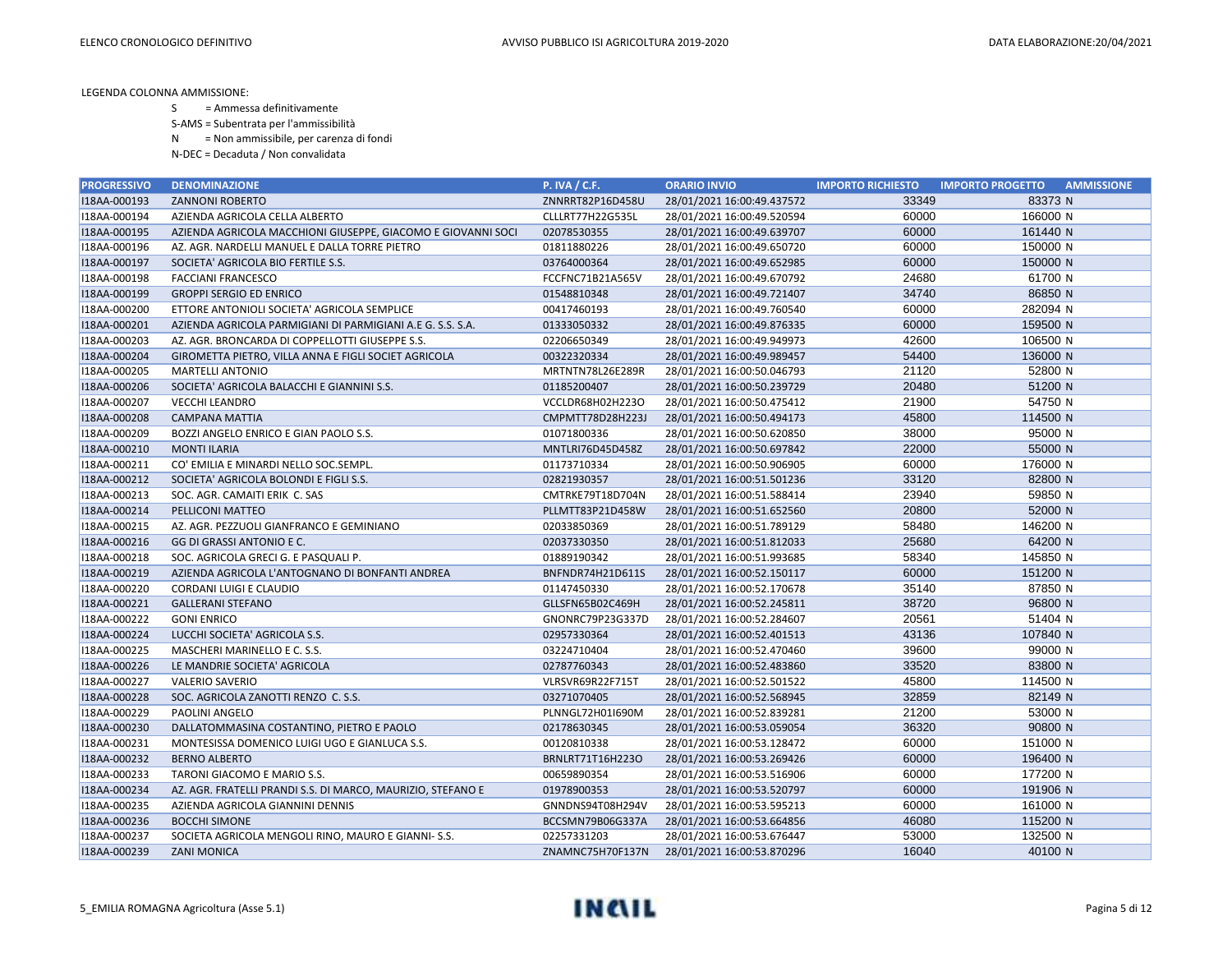LEGENDA COLONNA AMMISSIONE:

- S = Ammessa definitivamente
- S-AMS = Subentrata per l'ammissibilità
- N = Non ammissibile, per carenza di fondi
- N-DEC = Decaduta / Non convalidata

| PROGRESSIVO | DENOMINAZIONE | P. IVA / C.F. | ORARIO INVIO | IMPORTO RICHIESTO | IMPORTO PROGETTO | AMMISSIONE |
|---|---|---|---|---|---|---|
| I18AA-000193 | ZANNONI ROBERTO | ZNNRRT82P16D458U | 28/01/2021 16:00:49.437572 | 33349 | 83373 | N |
| I18AA-000194 | AZIENDA AGRICOLA CELLA ALBERTO | CLLLRT77H22G535L | 28/01/2021 16:00:49.520594 | 60000 | 166000 | N |
| I18AA-000195 | AZIENDA AGRICOLA MACCHIONI GIUSEPPE, GIACOMO E GIOVANNI SOCI | 02078530355 | 28/01/2021 16:00:49.639707 | 60000 | 161440 | N |
| I18AA-000196 | AZ. AGR. NARDELLI MANUEL E DALLA TORRE PIETRO | 01811880226 | 28/01/2021 16:00:49.650720 | 60000 | 150000 | N |
| I18AA-000197 | SOCIETA' AGRICOLA BIO FERTILE S.S. | 03764000364 | 28/01/2021 16:00:49.652985 | 60000 | 150000 | N |
| I18AA-000198 | FACCIANI FRANCESCO | FCCFNC71B21A565V | 28/01/2021 16:00:49.670792 | 24680 | 61700 | N |
| I18AA-000199 | GROPPI SERGIO ED ENRICO | 01548810348 | 28/01/2021 16:00:49.721407 | 34740 | 86850 | N |
| I18AA-000200 | ETTORE ANTONIOLI SOCIETA' AGRICOLA SEMPLICE | 00417460193 | 28/01/2021 16:00:49.760540 | 60000 | 282094 | N |
| I18AA-000201 | AZIENDA AGRICOLA PARMIGIANI DI PARMIGIANI A.E G. S.S. S.A. | 01333050332 | 28/01/2021 16:00:49.876335 | 60000 | 159500 | N |
| I18AA-000203 | AZ. AGR. BRONCARDA DI COPPELLOTTI GIUSEPPE S.S. | 02206650349 | 28/01/2021 16:00:49.949973 | 42600 | 106500 | N |
| I18AA-000204 | GIROMETTA PIETRO, VILLA ANNA E FIGLI SOCIET AGRICOLA | 00322320334 | 28/01/2021 16:00:49.989457 | 54400 | 136000 | N |
| I18AA-000205 | MARTELLI ANTONIO | MRTNTN78L26E289R | 28/01/2021 16:00:50.046793 | 21120 | 52800 | N |
| I18AA-000206 | SOCIETA' AGRICOLA BALACCHI E GIANNINI S.S. | 01185200407 | 28/01/2021 16:00:50.239729 | 20480 | 51200 | N |
| I18AA-000207 | VECCHI LEANDRO | VCCLDR68H02H223O | 28/01/2021 16:00:50.475412 | 21900 | 54750 | N |
| I18AA-000208 | CAMPANA MATTIA | CMPMTT78D28H223J | 28/01/2021 16:00:50.494173 | 45800 | 114500 | N |
| I18AA-000209 | BOZZI ANGELO ENRICO E GIAN PAOLO S.S. | 01071800336 | 28/01/2021 16:00:50.620850 | 38000 | 95000 | N |
| I18AA-000210 | MONTI ILARIA | MNTLRI76D45D458Z | 28/01/2021 16:00:50.697842 | 22000 | 55000 | N |
| I18AA-000211 | CO' EMILIA E MINARDI NELLO SOC.SEMPL. | 01173710334 | 28/01/2021 16:00:50.906905 | 60000 | 176000 | N |
| I18AA-000212 | SOCIETA' AGRICOLA BOLONDI E FIGLI S.S. | 02821930357 | 28/01/2021 16:00:51.501236 | 33120 | 82800 | N |
| I18AA-000213 | SOC. AGR. CAMAITI ERIK C. SAS | CMTRKE79T18D704N | 28/01/2021 16:00:51.588414 | 23940 | 59850 | N |
| I18AA-000214 | PELLICONI MATTEO | PLLMTT83P21D458W | 28/01/2021 16:00:51.652560 | 20800 | 52000 | N |
| I18AA-000215 | AZ. AGR. PEZZUOLI GIANFRANCO E GEMINIANO | 02033850369 | 28/01/2021 16:00:51.789129 | 58480 | 146200 | N |
| I18AA-000216 | GG DI GRASSI ANTONIO E C. | 02037330350 | 28/01/2021 16:00:51.812033 | 25680 | 64200 | N |
| I18AA-000218 | SOC. AGRICOLA GRECI G. E PASQUALI P. | 01889190342 | 28/01/2021 16:00:51.993685 | 58340 | 145850 | N |
| I18AA-000219 | AZIENDA AGRICOLA L'ANTOGNANO DI BONFANTI ANDREA | BNFNDR74H21D611S | 28/01/2021 16:00:52.150117 | 60000 | 151200 | N |
| I18AA-000220 | CORDANI LUIGI E CLAUDIO | 01147450330 | 28/01/2021 16:00:52.170678 | 35140 | 87850 | N |
| I18AA-000221 | GALLERANI STEFANO | GLLSFN65B02C469H | 28/01/2021 16:00:52.245811 | 38720 | 96800 | N |
| I18AA-000222 | GONI ENRICO | GNONRC79P23G337D | 28/01/2021 16:00:52.284607 | 20561 | 51404 | N |
| I18AA-000224 | LUCCHI SOCIETA' AGRICOLA S.S. | 02957330364 | 28/01/2021 16:00:52.401513 | 43136 | 107840 | N |
| I18AA-000225 | MASCHERI MARINELLO E C. S.S. | 03224710404 | 28/01/2021 16:00:52.470460 | 39600 | 99000 | N |
| I18AA-000226 | LE MANDRIE SOCIETA' AGRICOLA | 02787760343 | 28/01/2021 16:00:52.483860 | 33520 | 83800 | N |
| I18AA-000227 | VALERIO SAVERIO | VLRSVR69R22F715T | 28/01/2021 16:00:52.501522 | 45800 | 114500 | N |
| I18AA-000228 | SOC. AGRICOLA ZANOTTI RENZO C. S.S. | 03271070405 | 28/01/2021 16:00:52.568945 | 32859 | 82149 | N |
| I18AA-000229 | PAOLINI ANGELO | PLNNGL72H01I690M | 28/01/2021 16:00:52.839281 | 21200 | 53000 | N |
| I18AA-000230 | DALLATOMMASINA COSTANTINO, PIETRO E PAOLO | 02178630345 | 28/01/2021 16:00:53.059054 | 36320 | 90800 | N |
| I18AA-000231 | MONTESISSA DOMENICO LUIGI UGO E GIANLUCA S.S. | 00120810338 | 28/01/2021 16:00:53.128472 | 60000 | 151000 | N |
| I18AA-000232 | BERNO ALBERTO | BRNLRT71T16H223O | 28/01/2021 16:00:53.269426 | 60000 | 196400 | N |
| I18AA-000233 | TARONI GIACOMO E MARIO S.S. | 00659890354 | 28/01/2021 16:00:53.516906 | 60000 | 177200 | N |
| I18AA-000234 | AZ. AGR. FRATELLI PRANDI S.S. DI MARCO, MAURIZIO, STEFANO E | 01978900353 | 28/01/2021 16:00:53.520797 | 60000 | 191906 | N |
| I18AA-000235 | AZIENDA AGRICOLA GIANNINI DENNIS | GNNDNS94T08H294V | 28/01/2021 16:00:53.595213 | 60000 | 161000 | N |
| I18AA-000236 | BOCCHI SIMONE | BCCSMN79B06G337A | 28/01/2021 16:00:53.664856 | 46080 | 115200 | N |
| I18AA-000237 | SOCIETA AGRICOLA MENGOLI RINO, MAURO E GIANNI- S.S. | 02257331203 | 28/01/2021 16:00:53.676447 | 53000 | 132500 | N |
| I18AA-000239 | ZANI MONICA | ZNAMNC75H70F137N | 28/01/2021 16:00:53.870296 | 16040 | 40100 | N |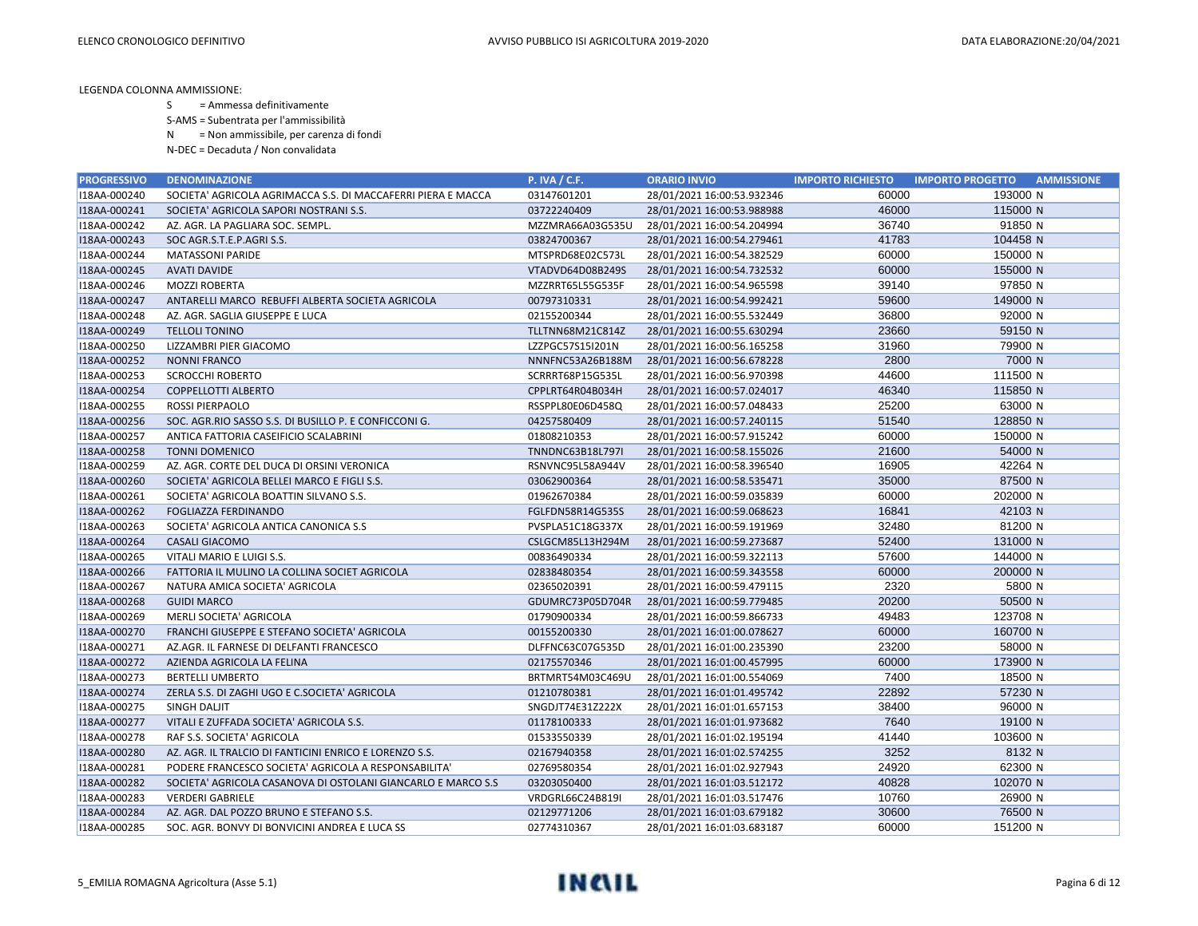LEGENDA COLONNA AMMISSIONE:

- S = Ammessa definitivamente
- S-AMS = Subentrata per l'ammissibilità
- N = Non ammissibile, per carenza di fondi
- N-DEC = Decaduta / Non convalidata

| PROGRESSIVO | DENOMINAZIONE | P. IVA / C.F. | ORARIO INVIO | IMPORTO RICHIESTO | IMPORTO PROGETTO | AMMISSIONE |
|---|---|---|---|---|---|---|
| I18AA-000240 | SOCIETA' AGRICOLA AGRIMACCA S.S. DI MACCAFERRI PIERA E MACCA | 03147601201 | 28/01/2021 16:00:53.932346 | 60000 | 193000 | N |
| I18AA-000241 | SOCIETA' AGRICOLA SAPORI NOSTRANI S.S. | 03722240409 | 28/01/2021 16:00:53.988988 | 46000 | 115000 | N |
| I18AA-000242 | AZ. AGR. LA PAGLIARA SOC. SEMPL. | MZZMRA66A03G535U | 28/01/2021 16:00:54.204994 | 36740 | 91850 | N |
| I18AA-000243 | SOC AGR.S.T.E.P.AGRI S.S. | 03824700367 | 28/01/2021 16:00:54.279461 | 41783 | 104458 | N |
| I18AA-000244 | MATASSONI PARIDE | MTSPRD68E02C573L | 28/01/2021 16:00:54.382529 | 60000 | 150000 | N |
| I18AA-000245 | AVATI DAVIDE | VTADVD64D08B249S | 28/01/2021 16:00:54.732532 | 60000 | 155000 | N |
| I18AA-000246 | MOZZI ROBERTA | MZZRRT65L55G535F | 28/01/2021 16:00:54.965598 | 39140 | 97850 | N |
| I18AA-000247 | ANTARELLI MARCO REBUFFI ALBERTA SOCIETA AGRICOLA | 00797310331 | 28/01/2021 16:00:54.992421 | 59600 | 149000 | N |
| I18AA-000248 | AZ. AGR. SAGLIA GIUSEPPE E LUCA | 02155200344 | 28/01/2021 16:00:55.532449 | 36800 | 92000 | N |
| I18AA-000249 | TELLOLI TONINO | TLLTNN68M21C814Z | 28/01/2021 16:00:55.630294 | 23660 | 59150 | N |
| I18AA-000250 | LIZZAMBRI PIER GIACOMO | LZZPGC57S15I201N | 28/01/2021 16:00:56.165258 | 31960 | 79900 | N |
| I18AA-000252 | NONNI FRANCO | NNNFNC53A26B188M | 28/01/2021 16:00:56.678228 | 2800 | 7000 | N |
| I18AA-000253 | SCROCCHI ROBERTO | SCRRRT68P15G535L | 28/01/2021 16:00:56.970398 | 44600 | 111500 | N |
| I18AA-000254 | COPPELLOTTI ALBERTO | CPPLRT64R04B034H | 28/01/2021 16:00:57.024017 | 46340 | 115850 | N |
| I18AA-000255 | ROSSI PIERPAOLO | RSSPPL80E06D458Q | 28/01/2021 16:00:57.048433 | 25200 | 63000 | N |
| I18AA-000256 | SOC. AGR.RIO SASSO S.S. DI BUSILLO P. E CONFICCONI G. | 04257580409 | 28/01/2021 16:00:57.240115 | 51540 | 128850 | N |
| I18AA-000257 | ANTICA FATTORIA CASEIFICIO SCALABRINI | 01808210353 | 28/01/2021 16:00:57.915242 | 60000 | 150000 | N |
| I18AA-000258 | TONNI DOMENICO | TNNDNC63B18L797I | 28/01/2021 16:00:58.155026 | 21600 | 54000 | N |
| I18AA-000259 | AZ. AGR. CORTE DEL DUCA DI ORSINI VERONICA | RSNVNC95L58A944V | 28/01/2021 16:00:58.396540 | 16905 | 42264 | N |
| I18AA-000260 | SOCIETA' AGRICOLA BELLEI MARCO E FIGLI S.S. | 03062900364 | 28/01/2021 16:00:58.535471 | 35000 | 87500 | N |
| I18AA-000261 | SOCIETA' AGRICOLA BOATTIN SILVANO S.S. | 01962670384 | 28/01/2021 16:00:59.035839 | 60000 | 202000 | N |
| I18AA-000262 | FOGLIAZZA FERDINANDO | FGLFDN58R14G535S | 28/01/2021 16:00:59.068623 | 16841 | 42103 | N |
| I18AA-000263 | SOCIETA' AGRICOLA ANTICA CANONICA S.S | PVSPLA51C18G337X | 28/01/2021 16:00:59.191969 | 32480 | 81200 | N |
| I18AA-000264 | CASALI GIACOMO | CSLGCM85L13H294M | 28/01/2021 16:00:59.273687 | 52400 | 131000 | N |
| I18AA-000265 | VITALI MARIO E LUIGI S.S. | 00836490334 | 28/01/2021 16:00:59.322113 | 57600 | 144000 | N |
| I18AA-000266 | FATTORIA IL MULINO LA COLLINA SOCIET AGRICOLA | 02838480354 | 28/01/2021 16:00:59.343558 | 60000 | 200000 | N |
| I18AA-000267 | NATURA AMICA SOCIETA' AGRICOLA | 02365020391 | 28/01/2021 16:00:59.479115 | 2320 | 5800 | N |
| I18AA-000268 | GUIDI MARCO | GDUMRC73P05D704R | 28/01/2021 16:00:59.779485 | 20200 | 50500 | N |
| I18AA-000269 | MERLI SOCIETA' AGRICOLA | 01790900334 | 28/01/2021 16:00:59.866733 | 49483 | 123708 | N |
| I18AA-000270 | FRANCHI GIUSEPPE E STEFANO SOCIETA' AGRICOLA | 00155200330 | 28/01/2021 16:01:00.078627 | 60000 | 160700 | N |
| I18AA-000271 | AZ.AGR. IL FARNESE DI DELFANTI FRANCESCO | DLFFNC63C07G535D | 28/01/2021 16:01:00.235390 | 23200 | 58000 | N |
| I18AA-000272 | AZIENDA AGRICOLA LA FELINA | 02175570346 | 28/01/2021 16:01:00.457995 | 60000 | 173900 | N |
| I18AA-000273 | BERTELLI UMBERTO | BRTMRT54M03C469U | 28/01/2021 16:01:00.554069 | 7400 | 18500 | N |
| I18AA-000274 | ZERLA S.S. DI ZAGHI UGO E C.SOCIETA' AGRICOLA | 01210780381 | 28/01/2021 16:01:01.495742 | 22892 | 57230 | N |
| I18AA-000275 | SINGH DALJIT | SNGDJT74E31Z222X | 28/01/2021 16:01:01.657153 | 38400 | 96000 | N |
| I18AA-000277 | VITALI E ZUFFADA SOCIETA' AGRICOLA S.S. | 01178100333 | 28/01/2021 16:01:01.973682 | 7640 | 19100 | N |
| I18AA-000278 | RAF S.S. SOCIETA' AGRICOLA | 01533550339 | 28/01/2021 16:01:02.195194 | 41440 | 103600 | N |
| I18AA-000280 | AZ. AGR. IL TRALCIO DI FANTICINI ENRICO E LORENZO S.S. | 02167940358 | 28/01/2021 16:01:02.574255 | 3252 | 8132 | N |
| I18AA-000281 | PODERE FRANCESCO SOCIETA' AGRICOLA A RESPONSABILITA' | 02769580354 | 28/01/2021 16:01:02.927943 | 24920 | 62300 | N |
| I18AA-000282 | SOCIETA' AGRICOLA CASANOVA DI OSTOLANI GIANCARLO E MARCO S.S | 03203050400 | 28/01/2021 16:01:03.512172 | 40828 | 102070 | N |
| I18AA-000283 | VERDERI GABRIELE | VRDGRL66C24B819I | 28/01/2021 16:01:03.517476 | 10760 | 26900 | N |
| I18AA-000284 | AZ. AGR. DAL POZZO BRUNO E STEFANO S.S. | 02129771206 | 28/01/2021 16:01:03.679182 | 30600 | 76500 | N |
| I18AA-000285 | SOC. AGR. BONVY DI BONVICINI ANDREA E LUCA SS | 02774310367 | 28/01/2021 16:01:03.683187 | 60000 | 151200 | N |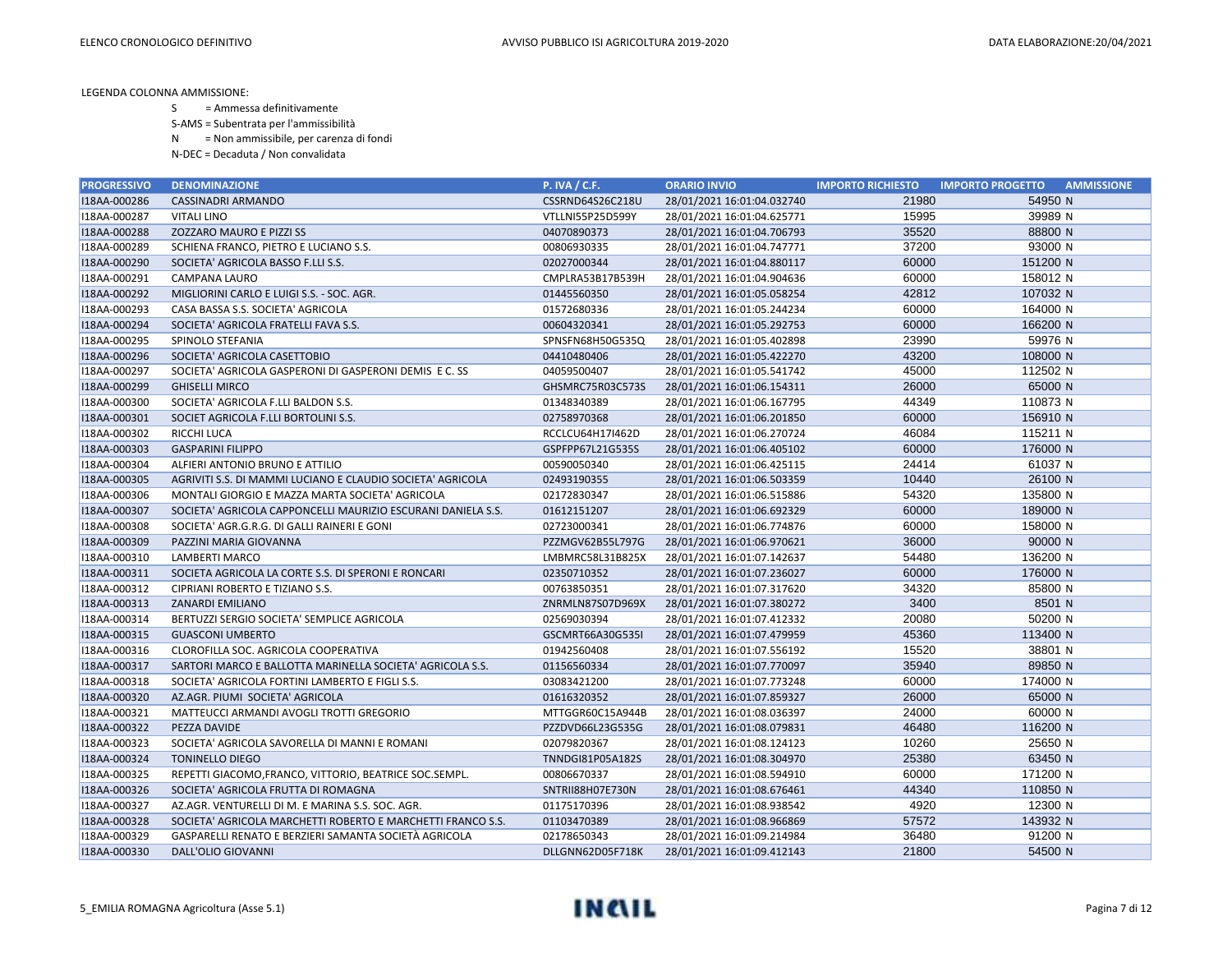LEGENDA COLONNA AMMISSIONE:

S = Ammessa definitivamente

S-AMS = Subentrata per l'ammissibilità

N = Non ammissibile, per carenza di fondi

N-DEC = Decaduta / Non convalidata

| PROGRESSIVO | DENOMINAZIONE | P. IVA / C.F. | ORARIO INVIO | IMPORTO RICHIESTO | IMPORTO PROGETTO | AMMISSIONE |
|---|---|---|---|---|---|---|
| I18AA-000286 | CASSINADRI ARMANDO | CSSRND64S26C218U | 28/01/2021 16:01:04.032740 | 21980 | 54950 | N |
| I18AA-000287 | VITALI LINO | VTLLNI55P25D599Y | 28/01/2021 16:01:04.625771 | 15995 | 39989 | N |
| I18AA-000288 | ZOZZARO MAURO E PIZZI SS | 04070890373 | 28/01/2021 16:01:04.706793 | 35520 | 88800 | N |
| I18AA-000289 | SCHIENA FRANCO, PIETRO E LUCIANO S.S. | 00806930335 | 28/01/2021 16:01:04.747771 | 37200 | 93000 | N |
| I18AA-000290 | SOCIETA' AGRICOLA BASSO F.LLI S.S. | 02027000344 | 28/01/2021 16:01:04.880117 | 60000 | 151200 | N |
| I18AA-000291 | CAMPANA LAURO | CMPLRA53B17B539H | 28/01/2021 16:01:04.904636 | 60000 | 158012 | N |
| I18AA-000292 | MIGLIORINI CARLO E LUIGI S.S. - SOC. AGR. | 01445560350 | 28/01/2021 16:01:05.058254 | 42812 | 107032 | N |
| I18AA-000293 | CASA BASSA S.S. SOCIETA' AGRICOLA | 01572680336 | 28/01/2021 16:01:05.244234 | 60000 | 164000 | N |
| I18AA-000294 | SOCIETA' AGRICOLA FRATELLI FAVA S.S. | 00604320341 | 28/01/2021 16:01:05.292753 | 60000 | 166200 | N |
| I18AA-000295 | SPINOLO STEFANIA | SPNSFN68H50G535Q | 28/01/2021 16:01:05.402898 | 23990 | 59976 | N |
| I18AA-000296 | SOCIETA' AGRICOLA CASETTOBIO | 04410480406 | 28/01/2021 16:01:05.422270 | 43200 | 108000 | N |
| I18AA-000297 | SOCIETA' AGRICOLA GASPERONI DI GASPERONI DEMIS E C. SS | 04059500407 | 28/01/2021 16:01:05.541742 | 45000 | 112502 | N |
| I18AA-000299 | GHISELLI MIRCO | GHSMRC75R03C573S | 28/01/2021 16:01:06.154311 | 26000 | 65000 | N |
| I18AA-000300 | SOCIETA' AGRICOLA F.LLI BALDON S.S. | 01348340389 | 28/01/2021 16:01:06.167795 | 44349 | 110873 | N |
| I18AA-000301 | SOCIET AGRICOLA F.LLI BORTOLINI S.S. | 02758970368 | 28/01/2021 16:01:06.201850 | 60000 | 156910 | N |
| I18AA-000302 | RICCHI LUCA | RCCLCU64H17I462D | 28/01/2021 16:01:06.270724 | 46084 | 115211 | N |
| I18AA-000303 | GASPARINI FILIPPO | GSPFPP67L21G535S | 28/01/2021 16:01:06.405102 | 60000 | 176000 | N |
| I18AA-000304 | ALFIERI ANTONIO BRUNO E ATTILIO | 00590050340 | 28/01/2021 16:01:06.425115 | 24414 | 61037 | N |
| I18AA-000305 | AGRIVITI S.S. DI MAMMI LUCIANO E CLAUDIO SOCIETA' AGRICOLA | 02493190355 | 28/01/2021 16:01:06.503359 | 10440 | 26100 | N |
| I18AA-000306 | MONTALI GIORGIO E MAZZA MARTA SOCIETA' AGRICOLA | 02172830347 | 28/01/2021 16:01:06.515886 | 54320 | 135800 | N |
| I18AA-000307 | SOCIETA' AGRICOLA CAPPONCELLI MAURIZIO ESCURANI DANIELA S.S. | 01612151207 | 28/01/2021 16:01:06.692329 | 60000 | 189000 | N |
| I18AA-000308 | SOCIETA' AGR.G.R.G. DI GALLI RAINERI E GONI | 02723000341 | 28/01/2021 16:01:06.774876 | 60000 | 158000 | N |
| I18AA-000309 | PAZZINI MARIA GIOVANNA | PZZMGV62B55L797G | 28/01/2021 16:01:06.970621 | 36000 | 90000 | N |
| I18AA-000310 | LAMBERTI MARCO | LMBMRC58L31B825X | 28/01/2021 16:01:07.142637 | 54480 | 136200 | N |
| I18AA-000311 | SOCIETA AGRICOLA LA CORTE S.S. DI SPERONI E RONCARI | 02350710352 | 28/01/2021 16:01:07.236027 | 60000 | 176000 | N |
| I18AA-000312 | CIPRIANI ROBERTO E TIZIANO S.S. | 00763850351 | 28/01/2021 16:01:07.317620 | 34320 | 85800 | N |
| I18AA-000313 | ZANARDI EMILIANO | ZNRMLN87S07D969X | 28/01/2021 16:01:07.380272 | 3400 | 8501 | N |
| I18AA-000314 | BERTUZZI SERGIO SOCIETA' SEMPLICE AGRICOLA | 02569030394 | 28/01/2021 16:01:07.412332 | 20080 | 50200 | N |
| I18AA-000315 | GUASCONI UMBERTO | GSCMRT66A30G535I | 28/01/2021 16:01:07.479959 | 45360 | 113400 | N |
| I18AA-000316 | CLOROFILLA SOC. AGRICOLA COOPERATIVA | 01942560408 | 28/01/2021 16:01:07.556192 | 15520 | 38801 | N |
| I18AA-000317 | SARTORI MARCO E BALLOTTA MARINELLA SOCIETA' AGRICOLA S.S. | 01156560334 | 28/01/2021 16:01:07.770097 | 35940 | 89850 | N |
| I18AA-000318 | SOCIETA' AGRICOLA FORTINI LAMBERTO E FIGLI S.S. | 03083421200 | 28/01/2021 16:01:07.773248 | 60000 | 174000 | N |
| I18AA-000320 | AZ.AGR. PIUMI SOCIETA' AGRICOLA | 01616320352 | 28/01/2021 16:01:07.859327 | 26000 | 65000 | N |
| I18AA-000321 | MATTEUCCI ARMANDI AVOGLI TROTTI GREGORIO | MTTGGR60C15A944B | 28/01/2021 16:01:08.036397 | 24000 | 60000 | N |
| I18AA-000322 | PEZZA DAVIDE | PZZDVD66L23G535G | 28/01/2021 16:01:08.079831 | 46480 | 116200 | N |
| I18AA-000323 | SOCIETA' AGRICOLA SAVORELLA DI MANNI E ROMANI | 02079820367 | 28/01/2021 16:01:08.124123 | 10260 | 25650 | N |
| I18AA-000324 | TONINELLO DIEGO | TNNDGI81P05A182S | 28/01/2021 16:01:08.304970 | 25380 | 63450 | N |
| I18AA-000325 | REPETTI GIACOMO,FRANCO, VITTORIO, BEATRICE SOC.SEMPL. | 00806670337 | 28/01/2021 16:01:08.594910 | 60000 | 171200 | N |
| I18AA-000326 | SOCIETA' AGRICOLA FRUTTA DI ROMAGNA | SNTRII88H07E730N | 28/01/2021 16:01:08.676461 | 44340 | 110850 | N |
| I18AA-000327 | AZ.AGR. VENTURELLI DI M. E MARINA S.S. SOC. AGR. | 01175170396 | 28/01/2021 16:01:08.938542 | 4920 | 12300 | N |
| I18AA-000328 | SOCIETA' AGRICOLA MARCHETTI ROBERTO E MARCHETTI FRANCO S.S. | 01103470389 | 28/01/2021 16:01:08.966869 | 57572 | 143932 | N |
| I18AA-000329 | GASPARELLI RENATO E BERZIERI SAMANTA SOCIETÀ AGRICOLA | 02178650343 | 28/01/2021 16:01:09.214984 | 36480 | 91200 | N |
| I18AA-000330 | DALL'OLIO GIOVANNI | DLLGNN62D05F718K | 28/01/2021 16:01:09.412143 | 21800 | 54500 | N |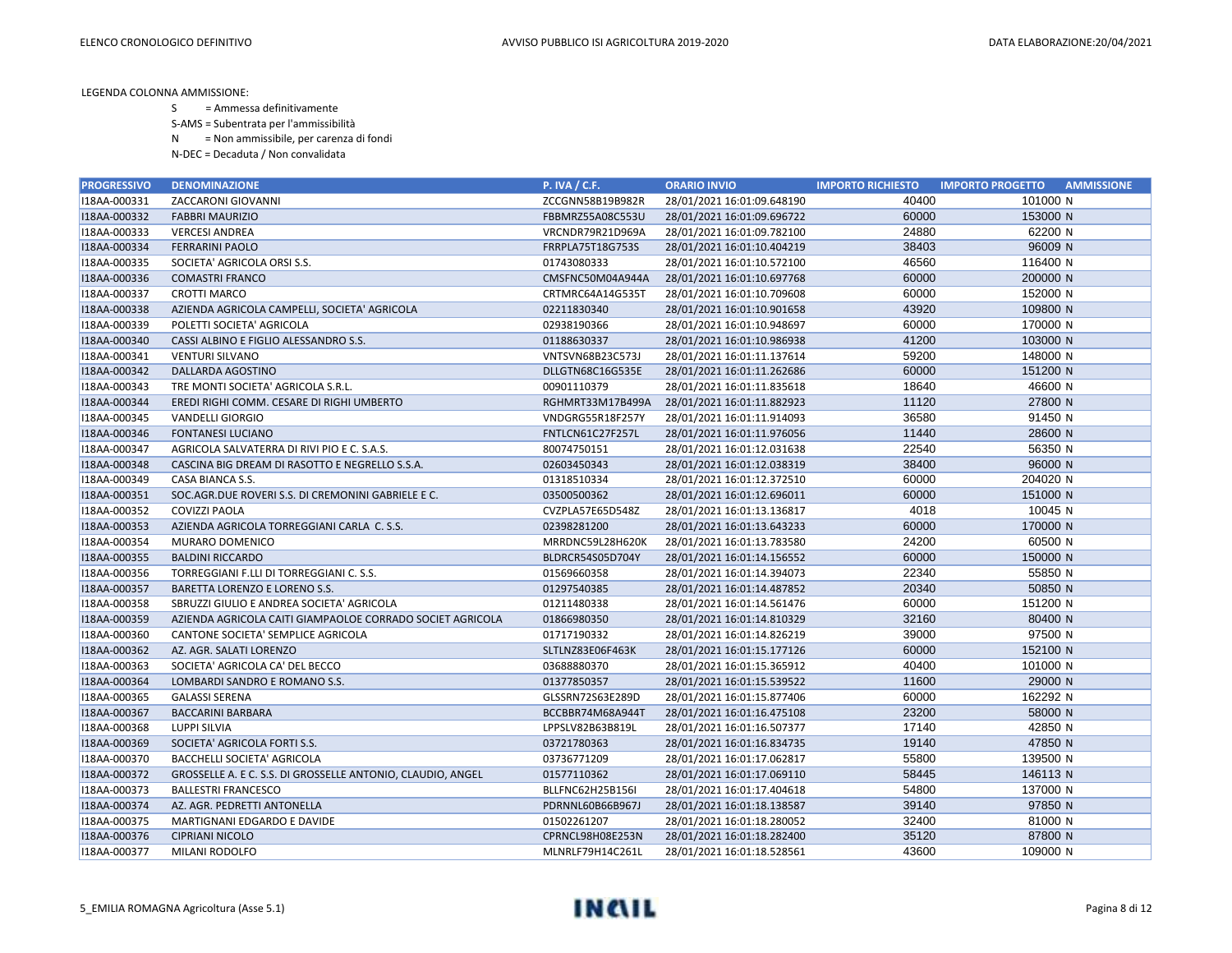LEGENDA COLONNA AMMISSIONE:

- S = Ammessa definitivamente
- S-AMS = Subentrata per l'ammissibilità
- N = Non ammissibile, per carenza di fondi
- N-DEC = Decaduta / Non convalidata

| PROGRESSIVO | DENOMINAZIONE | P. IVA / C.F. | ORARIO INVIO | IMPORTO RICHIESTO | IMPORTO PROGETTO | AMMISSIONE |
|---|---|---|---|---|---|---|
| I18AA-000331 | ZACCARONI GIOVANNI | ZCCGNN58B19B982R | 28/01/2021 16:01:09.648190 | 40400 | 101000 | N |
| I18AA-000332 | FABBRI MAURIZIO | FBBMRZ55A08C553U | 28/01/2021 16:01:09.696722 | 60000 | 153000 | N |
| I18AA-000333 | VERCESI ANDREA | VRCNDR79R21D969A | 28/01/2021 16:01:09.782100 | 24880 | 62200 | N |
| I18AA-000334 | FERRARINI PAOLO | FRRPLA75T18G753S | 28/01/2021 16:01:10.404219 | 38403 | 96009 | N |
| I18AA-000335 | SOCIETA' AGRICOLA ORSI S.S. | 01743080333 | 28/01/2021 16:01:10.572100 | 46560 | 116400 | N |
| I18AA-000336 | COMASTRI FRANCO | CMSFNC50M04A944A | 28/01/2021 16:01:10.697768 | 60000 | 200000 | N |
| I18AA-000337 | CROTTI MARCO | CRTMRC64A14G535T | 28/01/2021 16:01:10.709608 | 60000 | 152000 | N |
| I18AA-000338 | AZIENDA AGRICOLA CAMPELLI, SOCIETA' AGRICOLA | 02211830340 | 28/01/2021 16:01:10.901658 | 43920 | 109800 | N |
| I18AA-000339 | POLETTI SOCIETA' AGRICOLA | 02938190366 | 28/01/2021 16:01:10.948697 | 60000 | 170000 | N |
| I18AA-000340 | CASSI ALBINO E FIGLIO ALESSANDRO S.S. | 01188630337 | 28/01/2021 16:01:10.986938 | 41200 | 103000 | N |
| I18AA-000341 | VENTURI SILVANO | VNTSVN68B23C573J | 28/01/2021 16:01:11.137614 | 59200 | 148000 | N |
| I18AA-000342 | DALLARDA AGOSTINO | DLLGTN68C16G535E | 28/01/2021 16:01:11.262686 | 60000 | 151200 | N |
| I18AA-000343 | TRE MONTI SOCIETA' AGRICOLA S.R.L. | 00901110379 | 28/01/2021 16:01:11.835618 | 18640 | 46600 | N |
| I18AA-000344 | EREDI RIGHI COMM. CESARE DI RIGHI UMBERTO | RGHMRT33M17B499A | 28/01/2021 16:01:11.882923 | 11120 | 27800 | N |
| I18AA-000345 | VANDELLI GIORGIO | VNDGRG55R18F257Y | 28/01/2021 16:01:11.914093 | 36580 | 91450 | N |
| I18AA-000346 | FONTANESI LUCIANO | FNTLCN61C27F257L | 28/01/2021 16:01:11.976056 | 11440 | 28600 | N |
| I18AA-000347 | AGRICOLA SALVATERRA DI RIVI PIO E C. S.A.S. | 80074750151 | 28/01/2021 16:01:12.031638 | 22540 | 56350 | N |
| I18AA-000348 | CASCINA BIG DREAM DI RASOTTO E NEGRELLO S.S.A. | 02603450343 | 28/01/2021 16:01:12.038319 | 38400 | 96000 | N |
| I18AA-000349 | CASA BIANCA S.S. | 01318510334 | 28/01/2021 16:01:12.372510 | 60000 | 204020 | N |
| I18AA-000351 | SOC.AGR.DUE ROVERI S.S. DI CREMONINI GABRIELE E C. | 03500500362 | 28/01/2021 16:01:12.696011 | 60000 | 151000 | N |
| I18AA-000352 | COVIZZI PAOLA | CVZPLA57E65D548Z | 28/01/2021 16:01:13.136817 | 4018 | 10045 | N |
| I18AA-000353 | AZIENDA AGRICOLA TORREGGIANI CARLA C. S.S. | 02398281200 | 28/01/2021 16:01:13.643233 | 60000 | 170000 | N |
| I18AA-000354 | MURARO DOMENICO | MRRDNC59L28H620K | 28/01/2021 16:01:13.783580 | 24200 | 60500 | N |
| I18AA-000355 | BALDINI RICCARDO | BLDRCR54S05D704Y | 28/01/2021 16:01:14.156552 | 60000 | 150000 | N |
| I18AA-000356 | TORREGGIANI F.LLI DI TORREGGIANI C. S.S. | 01569660358 | 28/01/2021 16:01:14.394073 | 22340 | 55850 | N |
| I18AA-000357 | BARETTA LORENZO E LORENO S.S. | 01297540385 | 28/01/2021 16:01:14.487852 | 20340 | 50850 | N |
| I18AA-000358 | SBRUZZI GIULIO E ANDREA SOCIETA' AGRICOLA | 01211480338 | 28/01/2021 16:01:14.561476 | 60000 | 151200 | N |
| I18AA-000359 | AZIENDA AGRICOLA CAITI GIAMPAOLOE CORRADO SOCIET AGRICOLA | 01866980350 | 28/01/2021 16:01:14.810329 | 32160 | 80400 | N |
| I18AA-000360 | CANTONE SOCIETA' SEMPLICE AGRICOLA | 01717190332 | 28/01/2021 16:01:14.826219 | 39000 | 97500 | N |
| I18AA-000362 | AZ. AGR. SALATI LORENZO | SLTLNZ83E06F463K | 28/01/2021 16:01:15.177126 | 60000 | 152100 | N |
| I18AA-000363 | SOCIETA' AGRICOLA CA' DEL BECCO | 03688880370 | 28/01/2021 16:01:15.365912 | 40400 | 101000 | N |
| I18AA-000364 | LOMBARDI SANDRO E ROMANO S.S. | 01377850357 | 28/01/2021 16:01:15.539522 | 11600 | 29000 | N |
| I18AA-000365 | GALASSI SERENA | GLSSRN72S63E289D | 28/01/2021 16:01:15.877406 | 60000 | 162292 | N |
| I18AA-000367 | BACCARINI BARBARA | BCCBBR74M68A944T | 28/01/2021 16:01:16.475108 | 23200 | 58000 | N |
| I18AA-000368 | LUPPI SILVIA | LPPSLV82B63B819L | 28/01/2021 16:01:16.507377 | 17140 | 42850 | N |
| I18AA-000369 | SOCIETA' AGRICOLA FORTI S.S. | 03721780363 | 28/01/2021 16:01:16.834735 | 19140 | 47850 | N |
| I18AA-000370 | BACCHELLI SOCIETA' AGRICOLA | 03736771209 | 28/01/2021 16:01:17.062817 | 55800 | 139500 | N |
| I18AA-000372 | GROSSELLE A. E C. S.S. DI GROSSELLE ANTONIO, CLAUDIO, ANGEL | 01577110362 | 28/01/2021 16:01:17.069110 | 58445 | 146113 | N |
| I18AA-000373 | BALLESTRI FRANCESCO | BLLFNC62H25B156I | 28/01/2021 16:01:17.404618 | 54800 | 137000 | N |
| I18AA-000374 | AZ. AGR. PEDRETTI ANTONELLA | PDRNNL60B66B967J | 28/01/2021 16:01:18.138587 | 39140 | 97850 | N |
| I18AA-000375 | MARTIGNANI EDGARDO E DAVIDE | 01502261207 | 28/01/2021 16:01:18.280052 | 32400 | 81000 | N |
| I18AA-000376 | CIPRIANI NICOLO | CPRNCL98H08E253N | 28/01/2021 16:01:18.282400 | 35120 | 87800 | N |
| I18AA-000377 | MILANI RODOLFO | MLNRLF79H14C261L | 28/01/2021 16:01:18.528561 | 43600 | 109000 | N |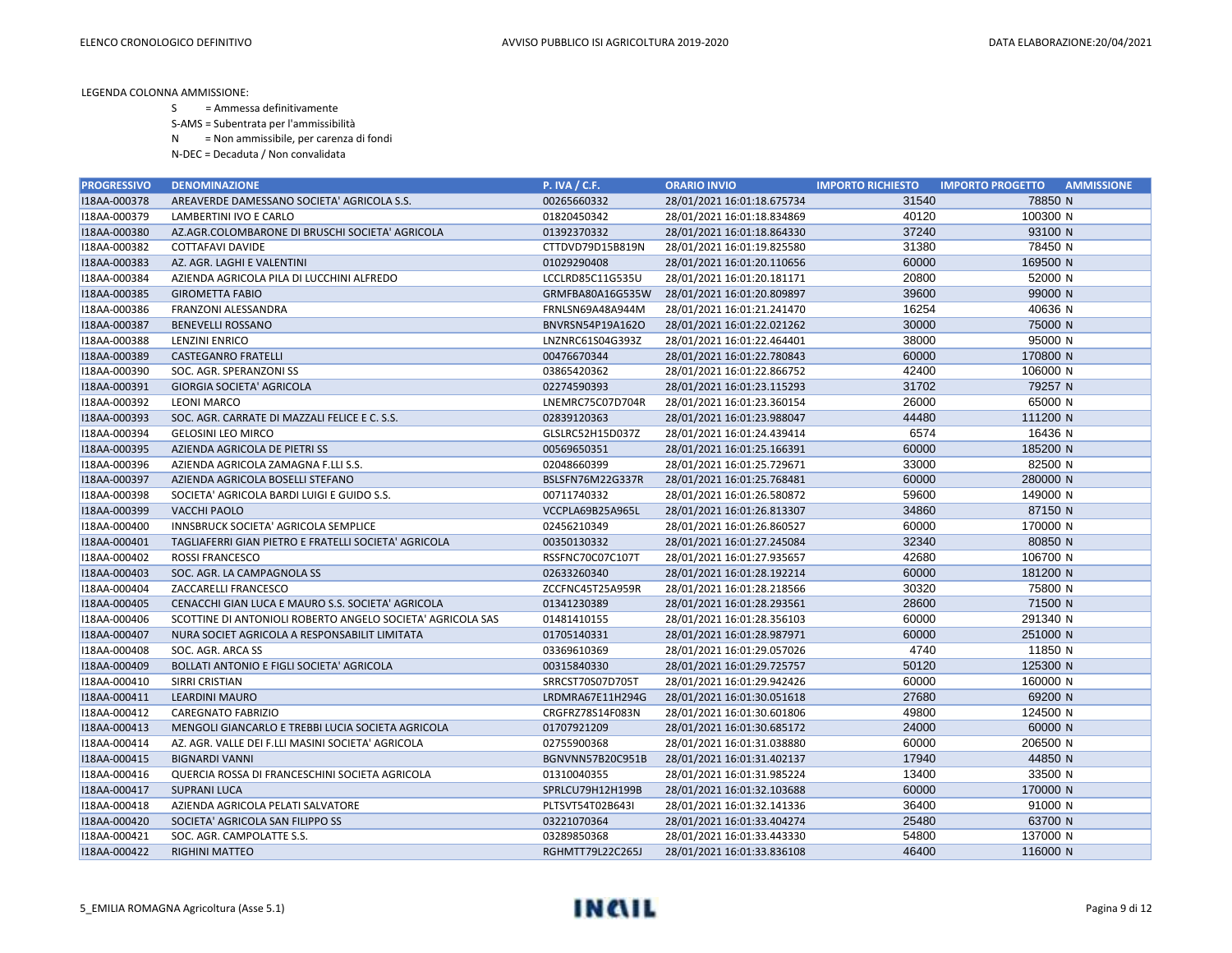LEGENDA COLONNA AMMISSIONE:

- S = Ammessa definitivamente
- S-AMS = Subentrata per l'ammissibilità
- N = Non ammissibile, per carenza di fondi
- N-DEC = Decaduta / Non convalidata

| PROGRESSIVO | DENOMINAZIONE | P. IVA / C.F. | ORARIO INVIO | IMPORTO RICHIESTO | IMPORTO PROGETTO | AMMISSIONE |
|---|---|---|---|---|---|---|
| I18AA-000378 | AREAVERDE DAMESSANO SOCIETA' AGRICOLA S.S. | 00265660332 | 28/01/2021 16:01:18.675734 | 31540 | 78850 | N |
| I18AA-000379 | LAMBERTINI IVO E CARLO | 01820450342 | 28/01/2021 16:01:18.834869 | 40120 | 100300 | N |
| I18AA-000380 | AZ.AGR.COLOMBARONE DI BRUSCHI SOCIETA' AGRICOLA | 01392370332 | 28/01/2021 16:01:18.864330 | 37240 | 93100 | N |
| I18AA-000382 | COTTAFAVI DAVIDE | CTTDVD79D15B819N | 28/01/2021 16:01:19.825580 | 31380 | 78450 | N |
| I18AA-000383 | AZ. AGR. LAGHI E VALENTINI | 01029290408 | 28/01/2021 16:01:20.110656 | 60000 | 169500 | N |
| I18AA-000384 | AZIENDA AGRICOLA PILA DI LUCCHINI ALFREDO | LCCLRD85C11G535U | 28/01/2021 16:01:20.181171 | 20800 | 52000 | N |
| I18AA-000385 | GIROMETTA FABIO | GRMFBA80A16G535W | 28/01/2021 16:01:20.809897 | 39600 | 99000 | N |
| I18AA-000386 | FRANZONI ALESSANDRA | FRNLSN69A48A944M | 28/01/2021 16:01:21.241470 | 16254 | 40636 | N |
| I18AA-000387 | BENEVELLI ROSSANO | BNVRSN54P19A162O | 28/01/2021 16:01:22.021262 | 30000 | 75000 | N |
| I18AA-000388 | LENZINI ENRICO | LNZNRC61S04G393Z | 28/01/2021 16:01:22.464401 | 38000 | 95000 | N |
| I18AA-000389 | CASTEGANRO FRATELLI | 00476670344 | 28/01/2021 16:01:22.780843 | 60000 | 170800 | N |
| I18AA-000390 | SOC. AGR. SPERANZONI SS | 03865420362 | 28/01/2021 16:01:22.866752 | 42400 | 106000 | N |
| I18AA-000391 | GIORGIA SOCIETA' AGRICOLA | 02274590393 | 28/01/2021 16:01:23.115293 | 31702 | 79257 | N |
| I18AA-000392 | LEONI MARCO | LNEMRC75C07D704R | 28/01/2021 16:01:23.360154 | 26000 | 65000 | N |
| I18AA-000393 | SOC. AGR. CARRATE DI MAZZALI FELICE E C. S.S. | 02839120363 | 28/01/2021 16:01:23.988047 | 44480 | 111200 | N |
| I18AA-000394 | GELOSINI LEO MIRCO | GLSLRC52H15D037Z | 28/01/2021 16:01:24.439414 | 6574 | 16436 | N |
| I18AA-000395 | AZIENDA AGRICOLA DE PIETRI SS | 00569650351 | 28/01/2021 16:01:25.166391 | 60000 | 185200 | N |
| I18AA-000396 | AZIENDA AGRICOLA ZAMAGNA F.LLI S.S. | 02048660399 | 28/01/2021 16:01:25.729671 | 33000 | 82500 | N |
| I18AA-000397 | AZIENDA AGRICOLA BOSELLI STEFANO | BSLSFN76M22G337R | 28/01/2021 16:01:25.768481 | 60000 | 280000 | N |
| I18AA-000398 | SOCIETA' AGRICOLA BARDI LUIGI E GUIDO S.S. | 00711740332 | 28/01/2021 16:01:26.580872 | 59600 | 149000 | N |
| I18AA-000399 | VACCHI PAOLO | VCCPLA69B25A965L | 28/01/2021 16:01:26.813307 | 34860 | 87150 | N |
| I18AA-000400 | INNSBRUCK SOCIETA' AGRICOLA SEMPLICE | 02456210349 | 28/01/2021 16:01:26.860527 | 60000 | 170000 | N |
| I18AA-000401 | TAGLIAFERRI GIAN PIETRO E FRATELLI SOCIETA' AGRICOLA | 00350130332 | 28/01/2021 16:01:27.245084 | 32340 | 80850 | N |
| I18AA-000402 | ROSSI FRANCESCO | RSSFNC70C07C107T | 28/01/2021 16:01:27.935657 | 42680 | 106700 | N |
| I18AA-000403 | SOC. AGR. LA CAMPAGNOLA SS | 02633260340 | 28/01/2021 16:01:28.192214 | 60000 | 181200 | N |
| I18AA-000404 | ZACCARELLI FRANCESCO | ZCCFNC45T25A959R | 28/01/2021 16:01:28.218566 | 30320 | 75800 | N |
| I18AA-000405 | CENACCHI GIAN LUCA E MAURO S.S. SOCIETA' AGRICOLA | 01341230389 | 28/01/2021 16:01:28.293561 | 28600 | 71500 | N |
| I18AA-000406 | SCOTTINE DI ANTONIOLI ROBERTO ANGELO SOCIETA' AGRICOLA SAS | 01481410155 | 28/01/2021 16:01:28.356103 | 60000 | 291340 | N |
| I18AA-000407 | NURA SOCIET AGRICOLA A RESPONSABILIT LIMITATA | 01705140331 | 28/01/2021 16:01:28.987971 | 60000 | 251000 | N |
| I18AA-000408 | SOC. AGR. ARCA SS | 03369610369 | 28/01/2021 16:01:29.057026 | 4740 | 11850 | N |
| I18AA-000409 | BOLLATI ANTONIO E FIGLI SOCIETA' AGRICOLA | 00315840330 | 28/01/2021 16:01:29.725757 | 50120 | 125300 | N |
| I18AA-000410 | SIRRI CRISTIAN | SRRCST70S07D705T | 28/01/2021 16:01:29.942426 | 60000 | 160000 | N |
| I18AA-000411 | LEARDINI MAURO | LRDMRA67E11H294G | 28/01/2021 16:01:30.051618 | 27680 | 69200 | N |
| I18AA-000412 | CAREGNATO FABRIZIO | CRGFRZ78S14F083N | 28/01/2021 16:01:30.601806 | 49800 | 124500 | N |
| I18AA-000413 | MENGOLI GIANCARLO E TREBBI LUCIA SOCIETA AGRICOLA | 01707921209 | 28/01/2021 16:01:30.685172 | 24000 | 60000 | N |
| I18AA-000414 | AZ. AGR. VALLE DEI F.LLI MASINI SOCIETA' AGRICOLA | 02755900368 | 28/01/2021 16:01:31.038880 | 60000 | 206500 | N |
| I18AA-000415 | BIGNARDI VANNI | BGNVNN57B20C951B | 28/01/2021 16:01:31.402137 | 17940 | 44850 | N |
| I18AA-000416 | QUERCIA ROSSA DI FRANCESCHINI SOCIETA AGRICOLA | 01310040355 | 28/01/2021 16:01:31.985224 | 13400 | 33500 | N |
| I18AA-000417 | SUPRANI LUCA | SPRLCU79H12H199B | 28/01/2021 16:01:32.103688 | 60000 | 170000 | N |
| I18AA-000418 | AZIENDA AGRICOLA PELATI SALVATORE | PLTSVT54T02B643I | 28/01/2021 16:01:32.141336 | 36400 | 91000 | N |
| I18AA-000420 | SOCIETA' AGRICOLA SAN FILIPPO SS | 03221070364 | 28/01/2021 16:01:33.404274 | 25480 | 63700 | N |
| I18AA-000421 | SOC. AGR. CAMPOLATTE S.S. | 03289850368 | 28/01/2021 16:01:33.443330 | 54800 | 137000 | N |
| I18AA-000422 | RIGHINI MATTEO | RGHMTT79L22C265J | 28/01/2021 16:01:33.836108 | 46400 | 116000 | N |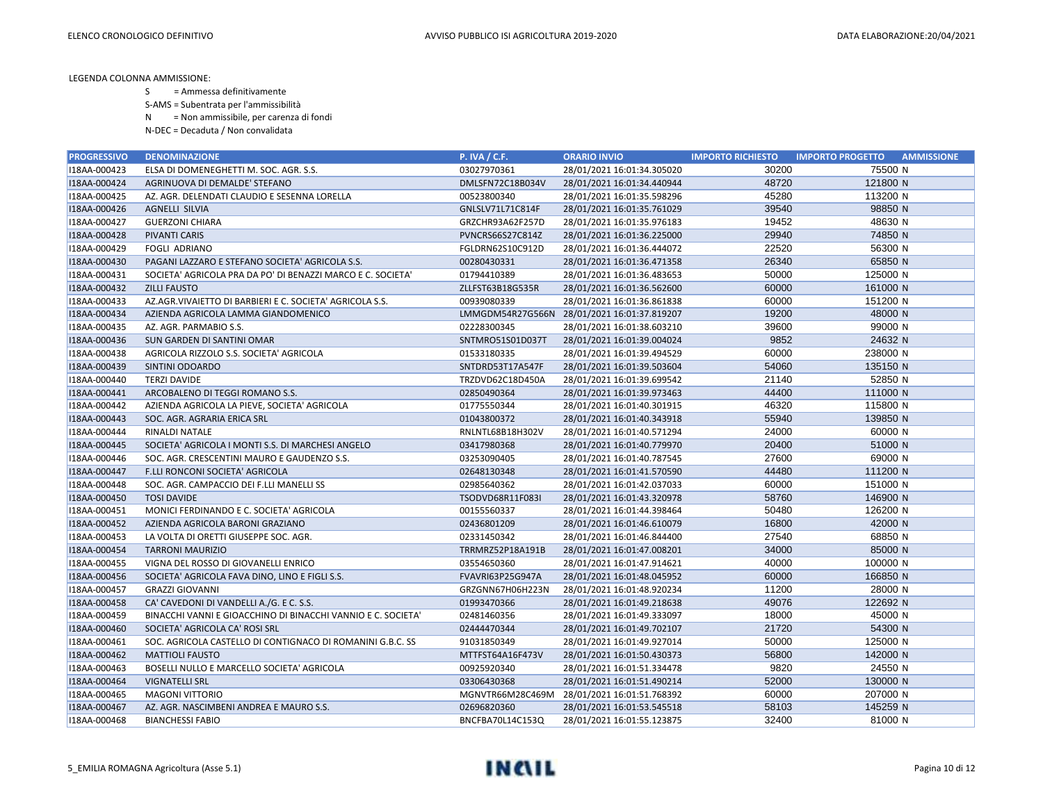LEGENDA COLONNA AMMISSIONE:

- S = Ammessa definitivamente
- S-AMS = Subentrata per l'ammissibilità
- N = Non ammissibile, per carenza di fondi
- N-DEC = Decaduta / Non convalidata

| PROGRESSIVO | DENOMINAZIONE | P. IVA / C.F. | ORARIO INVIO | IMPORTO RICHIESTO | IMPORTO PROGETTO | AMMISSIONE |
|---|---|---|---|---|---|---|
| I18AA-000423 | ELSA DI DOMENEGHETTI M. SOC. AGR. S.S. | 03027970361 | 28/01/2021 16:01:34.305020 | 30200 | 75500 | N |
| I18AA-000424 | AGRINUOVA DI DEMALDE' STEFANO | DMLSFN72C18B034V | 28/01/2021 16:01:34.440944 | 48720 | 121800 | N |
| I18AA-000425 | AZ. AGR. DELENDATI CLAUDIO E SESENNA LORELLA | 00523800340 | 28/01/2021 16:01:35.598296 | 45280 | 113200 | N |
| I18AA-000426 | AGNELLI SILVIA | GNLSLV71L71C814F | 28/01/2021 16:01:35.761029 | 39540 | 98850 | N |
| I18AA-000427 | GUERZONI CHIARA | GRZCHR93A62F257D | 28/01/2021 16:01:35.976183 | 19452 | 48630 | N |
| I18AA-000428 | PIVANTI CARIS | PVNCRS66S27C814Z | 28/01/2021 16:01:36.225000 | 29940 | 74850 | N |
| I18AA-000429 | FOGLI ADRIANO | FGLDRN62S10C912D | 28/01/2021 16:01:36.444072 | 22520 | 56300 | N |
| I18AA-000430 | PAGANI LAZZARO E STEFANO SOCIETA' AGRICOLA S.S. | 00280430331 | 28/01/2021 16:01:36.471358 | 26340 | 65850 | N |
| I18AA-000431 | SOCIETA' AGRICOLA PRA DA PO' DI BENAZZI MARCO E C. SOCIETA' | 01794410389 | 28/01/2021 16:01:36.483653 | 50000 | 125000 | N |
| I18AA-000432 | ZILLI FAUSTO | ZLLFST63B18G535R | 28/01/2021 16:01:36.562600 | 60000 | 161000 | N |
| I18AA-000433 | AZ.AGR.VIVAIETTO DI BARBIERI E C. SOCIETA' AGRICOLA S.S. | 00939080339 | 28/01/2021 16:01:36.861838 | 60000 | 151200 | N |
| I18AA-000434 | AZIENDA AGRICOLA LAMMA GIANDOMENICO | LMMGDM54R27G566N | 28/01/2021 16:01:37.819207 | 19200 | 48000 | N |
| I18AA-000435 | AZ. AGR. PARMABIO S.S. | 02228300345 | 28/01/2021 16:01:38.603210 | 39600 | 99000 | N |
| I18AA-000436 | SUN GARDEN DI SANTINI OMAR | SNTMRO51S01D037T | 28/01/2021 16:01:39.004024 | 9852 | 24632 | N |
| I18AA-000438 | AGRICOLA RIZZOLO S.S. SOCIETA' AGRICOLA | 01533180335 | 28/01/2021 16:01:39.494529 | 60000 | 238000 | N |
| I18AA-000439 | SINTINI ODOARDO | SNTDRD53T17A547F | 28/01/2021 16:01:39.503604 | 54060 | 135150 | N |
| I18AA-000440 | TERZI DAVIDE | TRZDVD62C18D450A | 28/01/2021 16:01:39.699542 | 21140 | 52850 | N |
| I18AA-000441 | ARCOBALENO DI TEGGI ROMANO S.S. | 02850490364 | 28/01/2021 16:01:39.973463 | 44400 | 111000 | N |
| I18AA-000442 | AZIENDA AGRICOLA LA PIEVE, SOCIETA' AGRICOLA | 01775550344 | 28/01/2021 16:01:40.301915 | 46320 | 115800 | N |
| I18AA-000443 | SOC. AGR. AGRARIA ERICA SRL | 01043800372 | 28/01/2021 16:01:40.343918 | 55940 | 139850 | N |
| I18AA-000444 | RINALDI NATALE | RNLNTL68B18H302V | 28/01/2021 16:01:40.571294 | 24000 | 60000 | N |
| I18AA-000445 | SOCIETA' AGRICOLA I MONTI S.S. DI MARCHESI ANGELO | 03417980368 | 28/01/2021 16:01:40.779970 | 20400 | 51000 | N |
| I18AA-000446 | SOC. AGR. CRESCENTINI MAURO E GAUDENZO S.S. | 03253090405 | 28/01/2021 16:01:40.787545 | 27600 | 69000 | N |
| I18AA-000447 | F.LLI RONCONI SOCIETA' AGRICOLA | 02648130348 | 28/01/2021 16:01:41.570590 | 44480 | 111200 | N |
| I18AA-000448 | SOC. AGR. CAMPACCIO DEI F.LLI MANELLI SS | 02985640362 | 28/01/2021 16:01:42.037033 | 60000 | 151000 | N |
| I18AA-000450 | TOSI DAVIDE | TSODVD68R11F083I | 28/01/2021 16:01:43.320978 | 58760 | 146900 | N |
| I18AA-000451 | MONICI FERDINANDO E C. SOCIETA' AGRICOLA | 00155560337 | 28/01/2021 16:01:44.398464 | 50480 | 126200 | N |
| I18AA-000452 | AZIENDA AGRICOLA BARONI GRAZIANO | 02436801209 | 28/01/2021 16:01:46.610079 | 16800 | 42000 | N |
| I18AA-000453 | LA VOLTA DI ORETTI GIUSEPPE SOC. AGR. | 02331450342 | 28/01/2021 16:01:46.844400 | 27540 | 68850 | N |
| I18AA-000454 | TARRONI MAURIZIO | TRRMRZ52P18A191B | 28/01/2021 16:01:47.008201 | 34000 | 85000 | N |
| I18AA-000455 | VIGNA DEL ROSSO DI GIOVANELLI ENRICO | 03554650360 | 28/01/2021 16:01:47.914621 | 40000 | 100000 | N |
| I18AA-000456 | SOCIETA' AGRICOLA FAVA DINO, LINO E FIGLI S.S. | FVAVRI63P25G947A | 28/01/2021 16:01:48.045952 | 60000 | 166850 | N |
| I18AA-000457 | GRAZZI GIOVANNI | GRZGNN67H06H223N | 28/01/2021 16:01:48.920234 | 11200 | 28000 | N |
| I18AA-000458 | CA' CAVEDONI DI VANDELLI A./G. E C. S.S. | 01993470366 | 28/01/2021 16:01:49.218638 | 49076 | 122692 | N |
| I18AA-000459 | BINACCHI VANNI E GIOACCHINO DI BINACCHI VANNIO E C. SOCIETA' | 02481460356 | 28/01/2021 16:01:49.333097 | 18000 | 45000 | N |
| I18AA-000460 | SOCIETA' AGRICOLA CA' ROSI SRL | 02444470344 | 28/01/2021 16:01:49.702107 | 21720 | 54300 | N |
| I18AA-000461 | SOC. AGRICOLA CASTELLO DI CONTIGNACO DI ROMANINI G.B.C. SS | 91031850349 | 28/01/2021 16:01:49.927014 | 50000 | 125000 | N |
| I18AA-000462 | MATTIOLI FAUSTO | MTTFST64A16F473V | 28/01/2021 16:01:50.430373 | 56800 | 142000 | N |
| I18AA-000463 | BOSELLI NULLO E MARCELLO SOCIETA' AGRICOLA | 00925920340 | 28/01/2021 16:01:51.334478 | 9820 | 24550 | N |
| I18AA-000464 | VIGNATELLI SRL | 03306430368 | 28/01/2021 16:01:51.490214 | 52000 | 130000 | N |
| I18AA-000465 | MAGONI VITTORIO | MGNVTR66M28C469M | 28/01/2021 16:01:51.768392 | 60000 | 207000 | N |
| I18AA-000467 | AZ. AGR. NASCIMBENI ANDREA E MAURO S.S. | 02696820360 | 28/01/2021 16:01:53.545518 | 58103 | 145259 | N |
| I18AA-000468 | BIANCHESSI FABIO | BNCFBA70L14C153Q | 28/01/2021 16:01:55.123875 | 32400 | 81000 | N |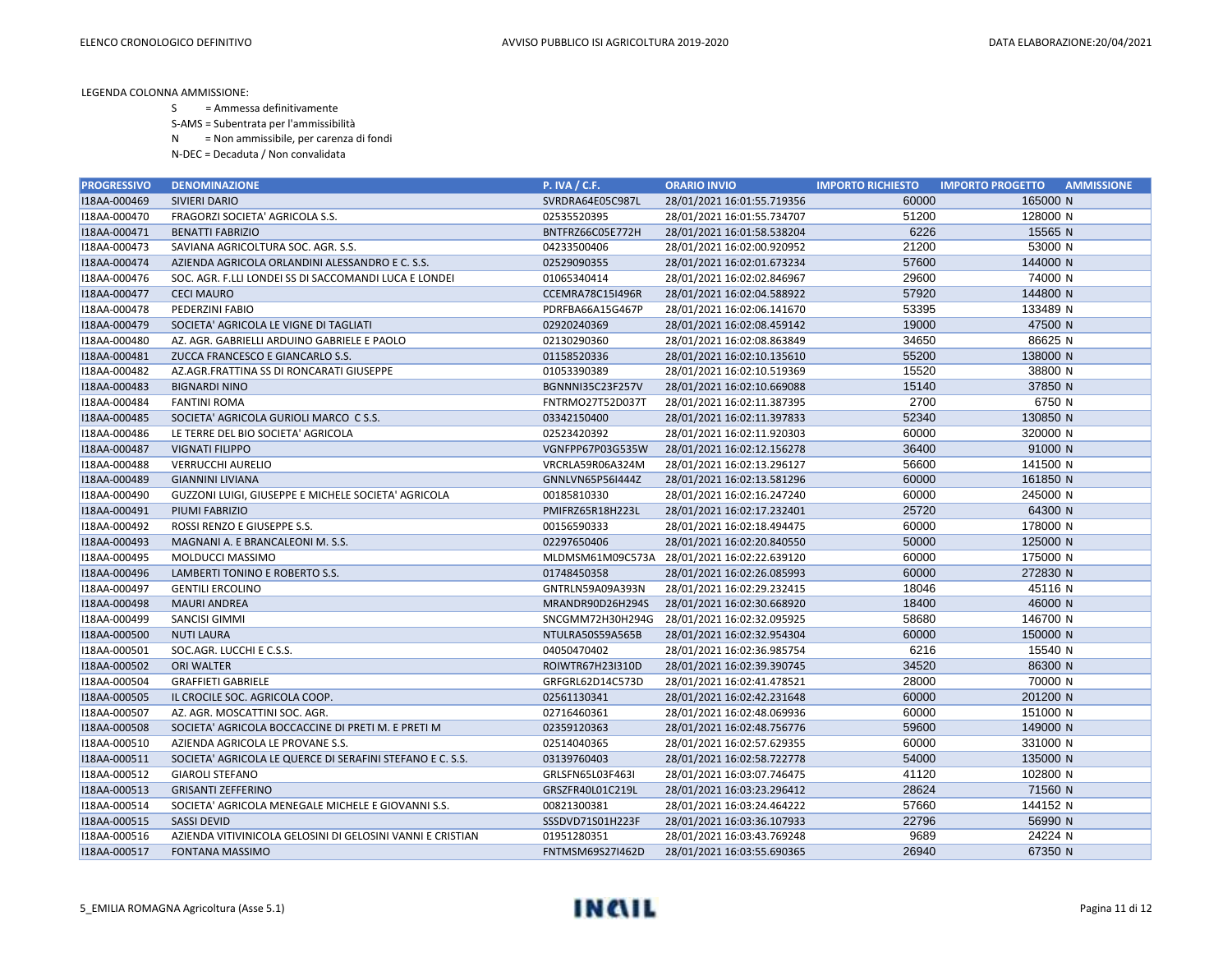LEGENDA COLONNA AMMISSIONE:

S = Ammessa definitivamente

S-AMS = Subentrata per l'ammissibilità

N = Non ammissibile, per carenza di fondi

N-DEC = Decaduta / Non convalidata

| PROGRESSIVO | DENOMINAZIONE | P. IVA / C.F. | ORARIO INVIO | IMPORTO RICHIESTO | IMPORTO PROGETTO | AMMISSIONE |
|---|---|---|---|---|---|---|
| I18AA-000469 | SIVIERI DARIO | SVRDRA64E05C987L | 28/01/2021 16:01:55.719356 | 60000 | 165000 | N |
| I18AA-000470 | FRAGORZI SOCIETA' AGRICOLA S.S. | 02535520395 | 28/01/2021 16:01:55.734707 | 51200 | 128000 | N |
| I18AA-000471 | BENATTI FABRIZIO | BNTFRZ66C05E772H | 28/01/2021 16:01:58.538204 | 6226 | 15565 | N |
| I18AA-000473 | SAVIANA AGRICOLTURA SOC. AGR. S.S. | 04233500406 | 28/01/2021 16:02:00.920952 | 21200 | 53000 | N |
| I18AA-000474 | AZIENDA AGRICOLA ORLANDINI ALESSANDRO E C. S.S. | 02529090355 | 28/01/2021 16:02:01.673234 | 57600 | 144000 | N |
| I18AA-000476 | SOC. AGR. F.LLI LONDEI SS DI SACCOMANDI LUCA E LONDEI | 01065340414 | 28/01/2021 16:02:02.846967 | 29600 | 74000 | N |
| I18AA-000477 | CECI MAURO | CCEMRA78C15I496R | 28/01/2021 16:02:04.588922 | 57920 | 144800 | N |
| I18AA-000478 | PEDERZINI FABIO | PDRFBA66A15G467P | 28/01/2021 16:02:06.141670 | 53395 | 133489 | N |
| I18AA-000479 | SOCIETA' AGRICOLA LE VIGNE DI TAGLIATI | 02920240369 | 28/01/2021 16:02:08.459142 | 19000 | 47500 | N |
| I18AA-000480 | AZ. AGR. GABRIELLI ARDUINO GABRIELE E PAOLO | 02130290360 | 28/01/2021 16:02:08.863849 | 34650 | 86625 | N |
| I18AA-000481 | ZUCCA FRANCESCO E GIANCARLO S.S. | 01158520336 | 28/01/2021 16:02:10.135610 | 55200 | 138000 | N |
| I18AA-000482 | AZ.AGR.FRATTINA SS DI RONCARATI GIUSEPPE | 01053390389 | 28/01/2021 16:02:10.519369 | 15520 | 38800 | N |
| I18AA-000483 | BIGNARDI NINO | BGNNNI35C23F257V | 28/01/2021 16:02:10.669088 | 15140 | 37850 | N |
| I18AA-000484 | FANTINI ROMA | FNTRMO27T52D037T | 28/01/2021 16:02:11.387395 | 2700 | 6750 | N |
| I18AA-000485 | SOCIETA' AGRICOLA GURIOLI MARCO C S.S. | 03342150400 | 28/01/2021 16:02:11.397833 | 52340 | 130850 | N |
| I18AA-000486 | LE TERRE DEL BIO SOCIETA' AGRICOLA | 02523420392 | 28/01/2021 16:02:11.920303 | 60000 | 320000 | N |
| I18AA-000487 | VIGNATI FILIPPO | VGNFPP67P03G535W | 28/01/2021 16:02:12.156278 | 36400 | 91000 | N |
| I18AA-000488 | VERRUCCHI AURELIO | VRCRLA59R06A324M | 28/01/2021 16:02:13.296127 | 56600 | 141500 | N |
| I18AA-000489 | GIANNINI LIVIANA | GNNLVN65P56I444Z | 28/01/2021 16:02:13.581296 | 60000 | 161850 | N |
| I18AA-000490 | GUZZONI LUIGI, GIUSEPPE E MICHELE SOCIETA' AGRICOLA | 00185810330 | 28/01/2021 16:02:16.247240 | 60000 | 245000 | N |
| I18AA-000491 | PIUMI FABRIZIO | PMIFRZ65R18H223L | 28/01/2021 16:02:17.232401 | 25720 | 64300 | N |
| I18AA-000492 | ROSSI RENZO E GIUSEPPE S.S. | 00156590333 | 28/01/2021 16:02:18.494475 | 60000 | 178000 | N |
| I18AA-000493 | MAGNANI A. E BRANCALEONI M. S.S. | 02297650406 | 28/01/2021 16:02:20.840550 | 50000 | 125000 | N |
| I18AA-000495 | MOLDUCCI MASSIMO | MLDMSM61M09C573A | 28/01/2021 16:02:22.639120 | 60000 | 175000 | N |
| I18AA-000496 | LAMBERTI TONINO E ROBERTO S.S. | 01748450358 | 28/01/2021 16:02:26.085993 | 60000 | 272830 | N |
| I18AA-000497 | GENTILI ERCOLINO | GNTRLN59A09A393N | 28/01/2021 16:02:29.232415 | 18046 | 45116 | N |
| I18AA-000498 | MAURI ANDREA | MRANDR90D26H294S | 28/01/2021 16:02:30.668920 | 18400 | 46000 | N |
| I18AA-000499 | SANCISI GIMMI | SNCGMM72H30H294G | 28/01/2021 16:02:32.095925 | 58680 | 146700 | N |
| I18AA-000500 | NUTI LAURA | NTULRA50S59A565B | 28/01/2021 16:02:32.954304 | 60000 | 150000 | N |
| I18AA-000501 | SOC.AGR. LUCCHI E C.S.S. | 04050470402 | 28/01/2021 16:02:36.985754 | 6216 | 15540 | N |
| I18AA-000502 | ORI WALTER | ROIWTR67H23I310D | 28/01/2021 16:02:39.390745 | 34520 | 86300 | N |
| I18AA-000504 | GRAFFIETI GABRIELE | GRFGRL62D14C573D | 28/01/2021 16:02:41.478521 | 28000 | 70000 | N |
| I18AA-000505 | IL CROCILE SOC. AGRICOLA COOP. | 02561130341 | 28/01/2021 16:02:42.231648 | 60000 | 201200 | N |
| I18AA-000507 | AZ. AGR. MOSCATTINI SOC. AGR. | 02716460361 | 28/01/2021 16:02:48.069936 | 60000 | 151000 | N |
| I18AA-000508 | SOCIETA' AGRICOLA BOCCACCINE DI PRETI M. E PRETI M | 02359120363 | 28/01/2021 16:02:48.756776 | 59600 | 149000 | N |
| I18AA-000510 | AZIENDA AGRICOLA LE PROVANE S.S. | 02514040365 | 28/01/2021 16:02:57.629355 | 60000 | 331000 | N |
| I18AA-000511 | SOCIETA' AGRICOLA LE QUERCE DI SERAFINI STEFANO E C. S.S. | 03139760403 | 28/01/2021 16:02:58.722778 | 54000 | 135000 | N |
| I18AA-000512 | GIAROLI STEFANO | GRLSFN65L03F463I | 28/01/2021 16:03:07.746475 | 41120 | 102800 | N |
| I18AA-000513 | GRISANTI ZEFFERINO | GRSZFR40L01C219L | 28/01/2021 16:03:23.296412 | 28624 | 71560 | N |
| I18AA-000514 | SOCIETA' AGRICOLA MENEGALE MICHELE E GIOVANNI S.S. | 00821300381 | 28/01/2021 16:03:24.464222 | 57660 | 144152 | N |
| I18AA-000515 | SASSI DEVID | SSSDVD71S01H223F | 28/01/2021 16:03:36.107933 | 22796 | 56990 | N |
| I18AA-000516 | AZIENDA VITIVINICOLA GELOSINI DI GELOSINI VANNI E CRISTIAN | 01951280351 | 28/01/2021 16:03:43.769248 | 9689 | 24224 | N |
| I18AA-000517 | FONTANA MASSIMO | FNTMSM69S27I462D | 28/01/2021 16:03:55.690365 | 26940 | 67350 | N |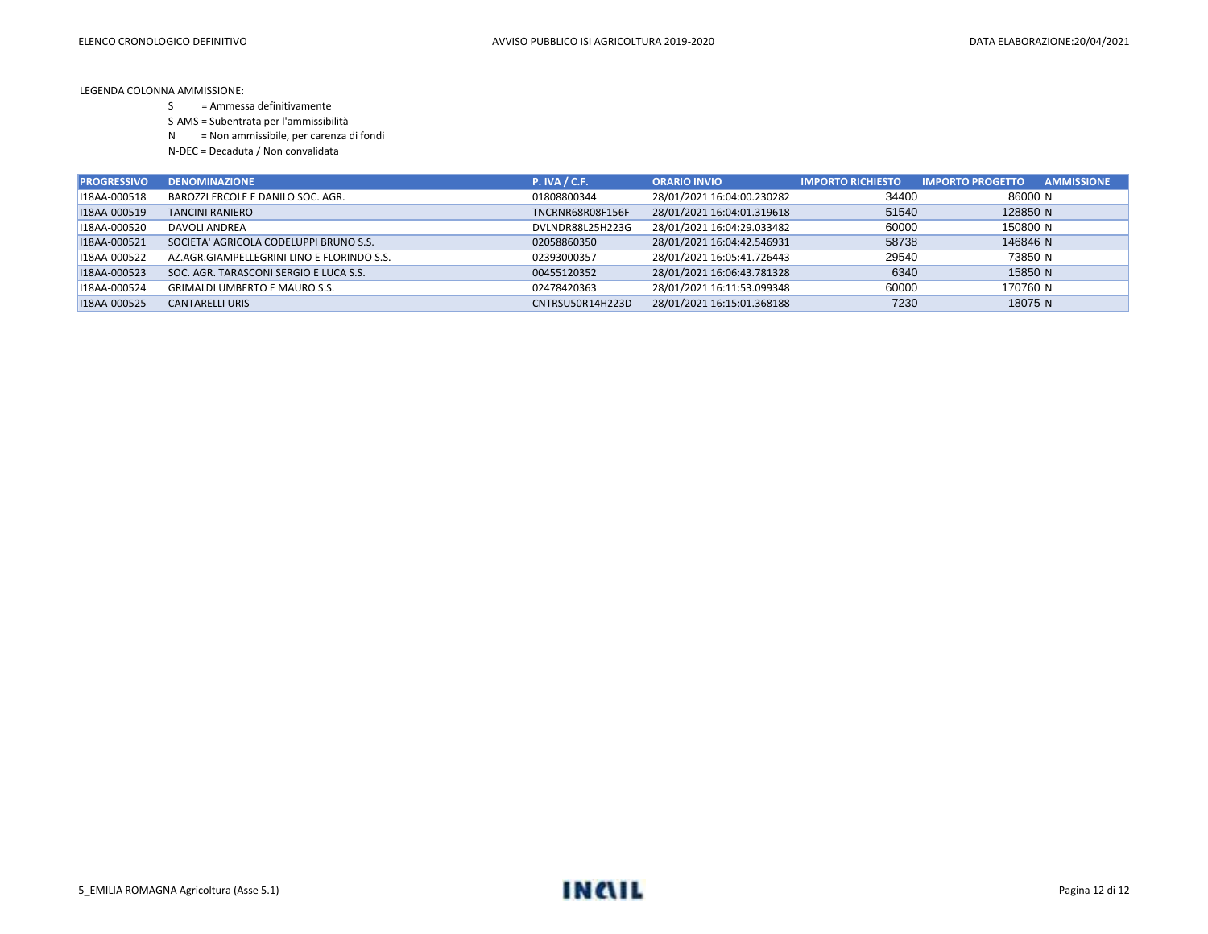LEGENDA COLONNA AMMISSIONE:

- S = Ammessa definitivamente
- S-AMS = Subentrata per l'ammissibilità
- N = Non ammissibile, per carenza di fondi
- N-DEC = Decaduta / Non convalidata

| PROGRESSIVO | DENOMINAZIONE | P. IVA / C.F. | ORARIO INVIO | IMPORTO RICHIESTO | IMPORTO PROGETTO | AMMISSIONE |
|---|---|---|---|---|---|---|
| I18AA-000518 | BAROZZI ERCOLE E DANILO SOC. AGR. | 01808800344 | 28/01/2021 16:04:00.230282 | 34400 | 86000 | N |
| I18AA-000519 | TANCINI RANIERO | TNCRNR68R08F156F | 28/01/2021 16:04:01.319618 | 51540 | 128850 | N |
| I18AA-000520 | DAVOLI ANDREA | DVLNDR88L25H223G | 28/01/2021 16:04:29.033482 | 60000 | 150800 | N |
| I18AA-000521 | SOCIETA' AGRICOLA CODELUPPI BRUNO S.S. | 02058860350 | 28/01/2021 16:04:42.546931 | 58738 | 146846 | N |
| I18AA-000522 | AZ.AGR.GIAMPELLEGRINI LINO E FLORINDO S.S. | 02393000357 | 28/01/2021 16:05:41.726443 | 29540 | 73850 | N |
| I18AA-000523 | SOC. AGR. TARASCONI SERGIO E LUCA S.S. | 00455120352 | 28/01/2021 16:06:43.781328 | 6340 | 15850 | N |
| I18AA-000524 | GRIMALDI UMBERTO E MAURO S.S. | 02478420363 | 28/01/2021 16:11:53.099348 | 60000 | 170760 | N |
| I18AA-000525 | CANTARELLI URIS | CNTRSU50R14H223D | 28/01/2021 16:15:01.368188 | 7230 | 18075 | N |